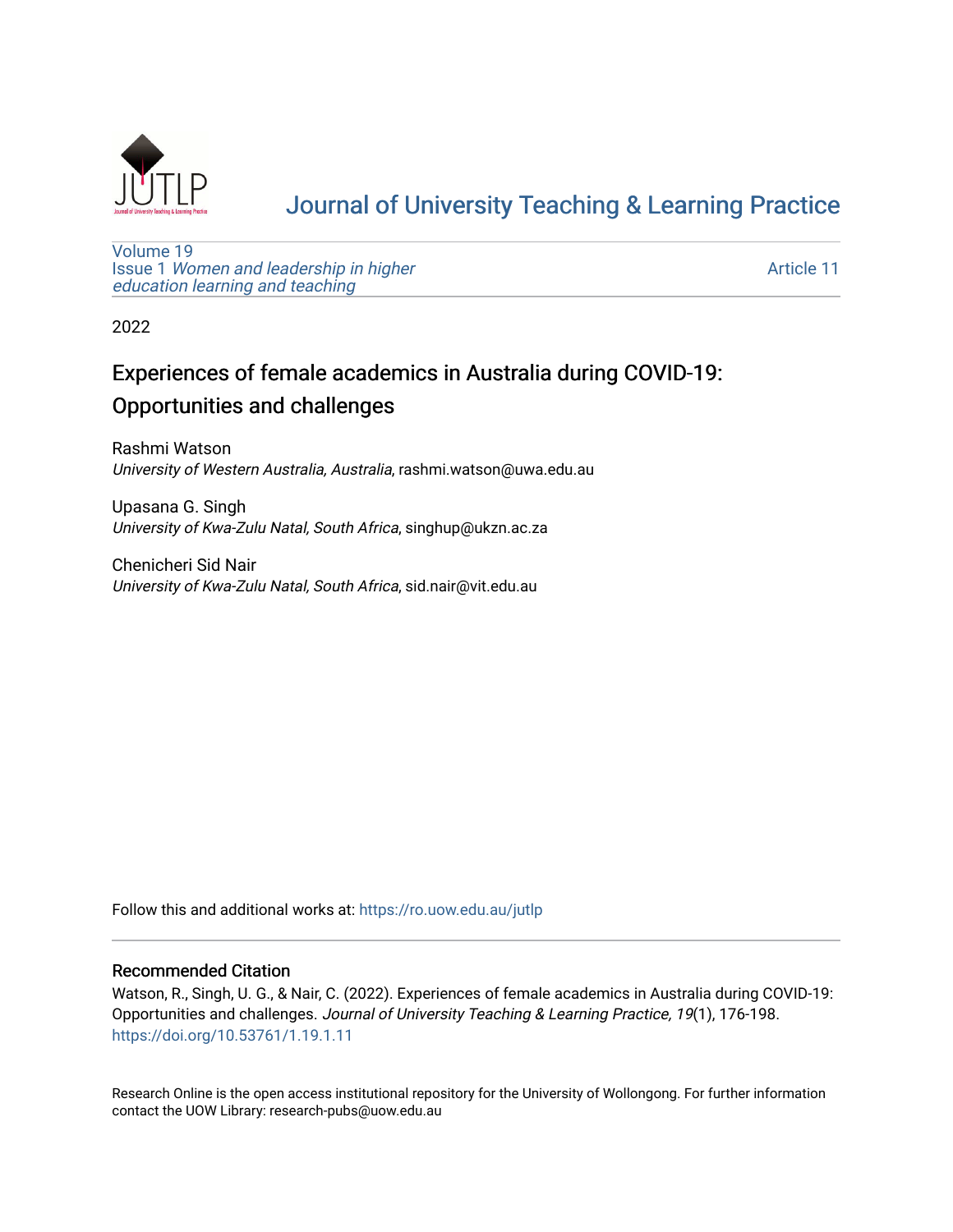# Journal of University Teaching & Learning Practice

Volume 19
Issue 1 *Women and leadership in higher education learning and teaching*

Article 11

2022

## Experiences of female academics in Australia during COVID-19: Opportunities and challenges

Rashmi Watson
*University of Western Australia, Australia*, rashmi.watson@uwa.edu.au

Upasana G. Singh
*University of Kwa-Zulu Natal, South Africa*, singhup@ukzn.ac.za

Chenicheri Sid Nair
*University of Kwa-Zulu Natal, South Africa*, sid.nair@vit.edu.au

Follow this and additional works at: https://ro.uow.edu.au/jutlp

### Recommended Citation

Watson, R., Singh, U. G., & Nair, C. (2022). Experiences of female academics in Australia during COVID-19: Opportunities and challenges. *Journal of University Teaching & Learning Practice, 19*(1), 176-198. https://doi.org/10.53761/1.19.1.11

Research Online is the open access institutional repository for the University of Wollongong. For further information contact the UOW Library: research-pubs@uow.edu.au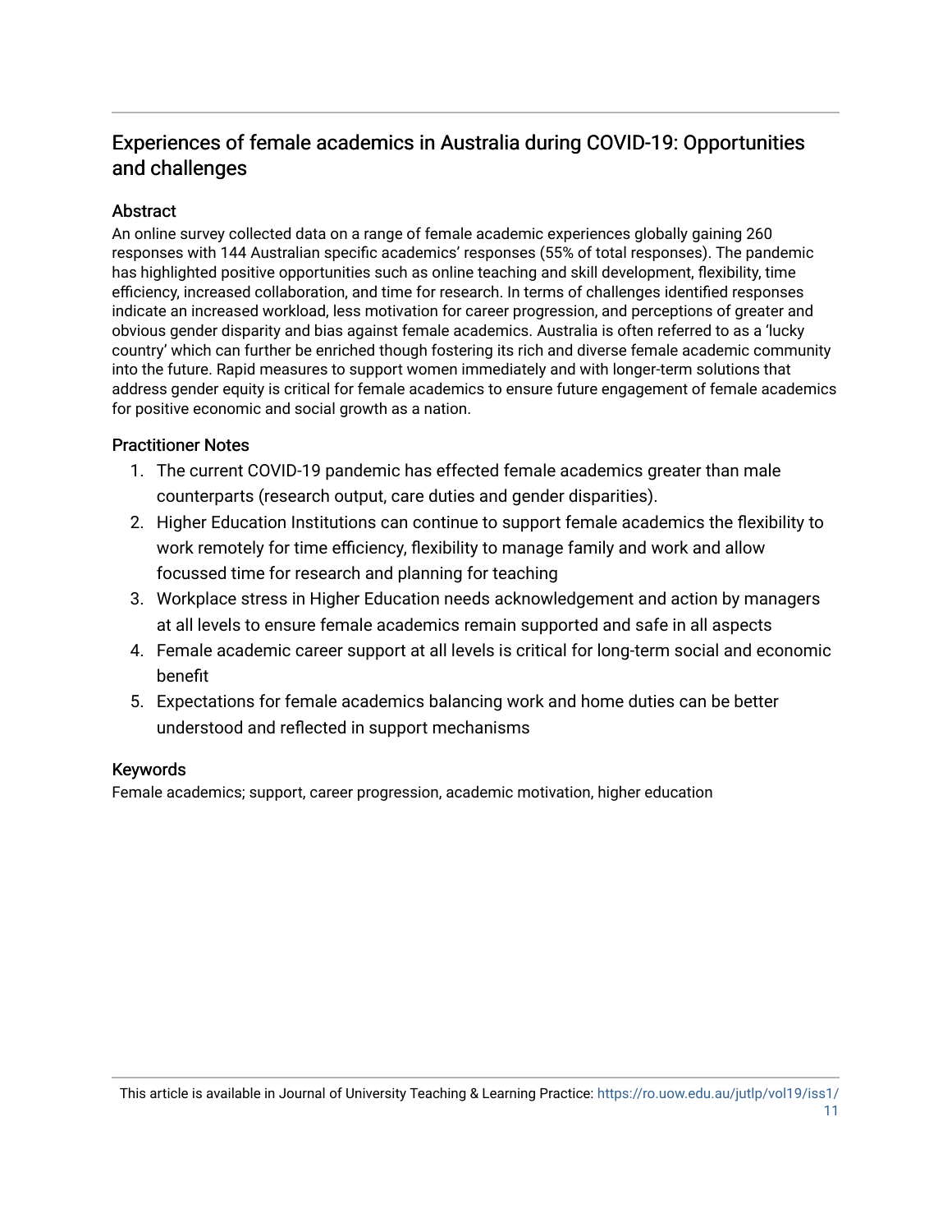## Experiences of female academics in Australia during COVID-19: Opportunities and challenges

### Abstract

An online survey collected data on a range of female academic experiences globally gaining 260 responses with 144 Australian specific academics' responses (55% of total responses). The pandemic has highlighted positive opportunities such as online teaching and skill development, flexibility, time efficiency, increased collaboration, and time for research. In terms of challenges identified responses indicate an increased workload, less motivation for career progression, and perceptions of greater and obvious gender disparity and bias against female academics. Australia is often referred to as a 'lucky country' which can further be enriched though fostering its rich and diverse female academic community into the future. Rapid measures to support women immediately and with longer-term solutions that address gender equity is critical for female academics to ensure future engagement of female academics for positive economic and social growth as a nation.

### Practitioner Notes

1. The current COVID-19 pandemic has effected female academics greater than male counterparts (research output, care duties and gender disparities).
2. Higher Education Institutions can continue to support female academics the flexibility to work remotely for time efficiency, flexibility to manage family and work and allow focussed time for research and planning for teaching
3. Workplace stress in Higher Education needs acknowledgement and action by managers at all levels to ensure female academics remain supported and safe in all aspects
4. Female academic career support at all levels is critical for long-term social and economic benefit
5. Expectations for female academics balancing work and home duties can be better understood and reflected in support mechanisms

### Keywords

Female academics; support, career progression, academic motivation, higher education

This article is available in Journal of University Teaching & Learning Practice: https://ro.uow.edu.au/jutlp/vol19/iss1/11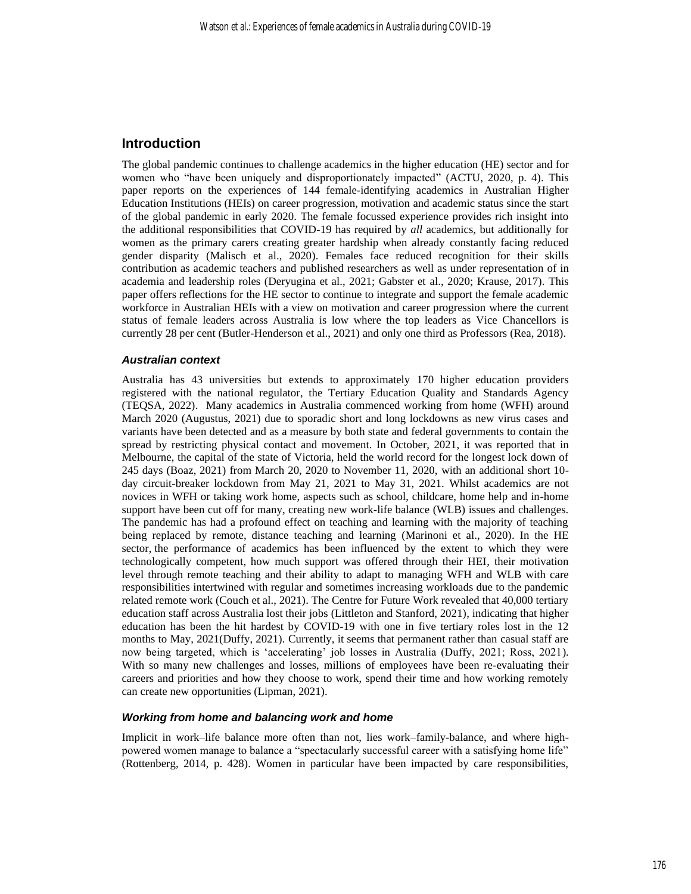## Introduction

The global pandemic continues to challenge academics in the higher education (HE) sector and for women who "have been uniquely and disproportionately impacted" (ACTU, 2020, p. 4). This paper reports on the experiences of 144 female-identifying academics in Australian Higher Education Institutions (HEIs) on career progression, motivation and academic status since the start of the global pandemic in early 2020. The female focussed experience provides rich insight into the additional responsibilities that COVID-19 has required by *all* academics, but additionally for women as the primary carers creating greater hardship when already constantly facing reduced gender disparity (Malisch et al., 2020). Females face reduced recognition for their skills contribution as academic teachers and published researchers as well as under representation of in academia and leadership roles (Deryugina et al., 2021; Gabster et al., 2020; Krause, 2017). This paper offers reflections for the HE sector to continue to integrate and support the female academic workforce in Australian HEIs with a view on motivation and career progression where the current status of female leaders across Australia is low where the top leaders as Vice Chancellors is currently 28 per cent (Butler-Henderson et al., 2021) and only one third as Professors (Rea, 2018).

### *Australian context*

Australia has 43 universities but extends to approximately 170 higher education providers registered with the national regulator, the Tertiary Education Quality and Standards Agency (TEQSA, 2022). Many academics in Australia commenced working from home (WFH) around March 2020 (Augustus, 2021) due to sporadic short and long lockdowns as new virus cases and variants have been detected and as a measure by both state and federal governments to contain the spread by restricting physical contact and movement. In October, 2021, it was reported that in Melbourne, the capital of the state of Victoria, held the world record for the longest lock down of 245 days (Boaz, 2021) from March 20, 2020 to November 11, 2020, with an additional short 10-day circuit-breaker lockdown from May 21, 2021 to May 31, 2021. Whilst academics are not novices in WFH or taking work home, aspects such as school, childcare, home help and in-home support have been cut off for many, creating new work-life balance (WLB) issues and challenges. The pandemic has had a profound effect on teaching and learning with the majority of teaching being replaced by remote, distance teaching and learning (Marinoni et al., 2020). In the HE sector, the performance of academics has been influenced by the extent to which they were technologically competent, how much support was offered through their HEI, their motivation level through remote teaching and their ability to adapt to managing WFH and WLB with care responsibilities intertwined with regular and sometimes increasing workloads due to the pandemic related remote work (Couch et al., 2021). The Centre for Future Work revealed that 40,000 tertiary education staff across Australia lost their jobs (Littleton and Stanford, 2021), indicating that higher education has been the hit hardest by COVID-19 with one in five tertiary roles lost in the 12 months to May, 2021(Duffy, 2021). Currently, it seems that permanent rather than casual staff are now being targeted, which is 'accelerating' job losses in Australia (Duffy, 2021; Ross, 2021). With so many new challenges and losses, millions of employees have been re-evaluating their careers and priorities and how they choose to work, spend their time and how working remotely can create new opportunities (Lipman, 2021).

### *Working from home and balancing work and home*

Implicit in work–life balance more often than not, lies work–family-balance, and where high-powered women manage to balance a "spectacularly successful career with a satisfying home life" (Rottenberg, 2014, p. 428). Women in particular have been impacted by care responsibilities,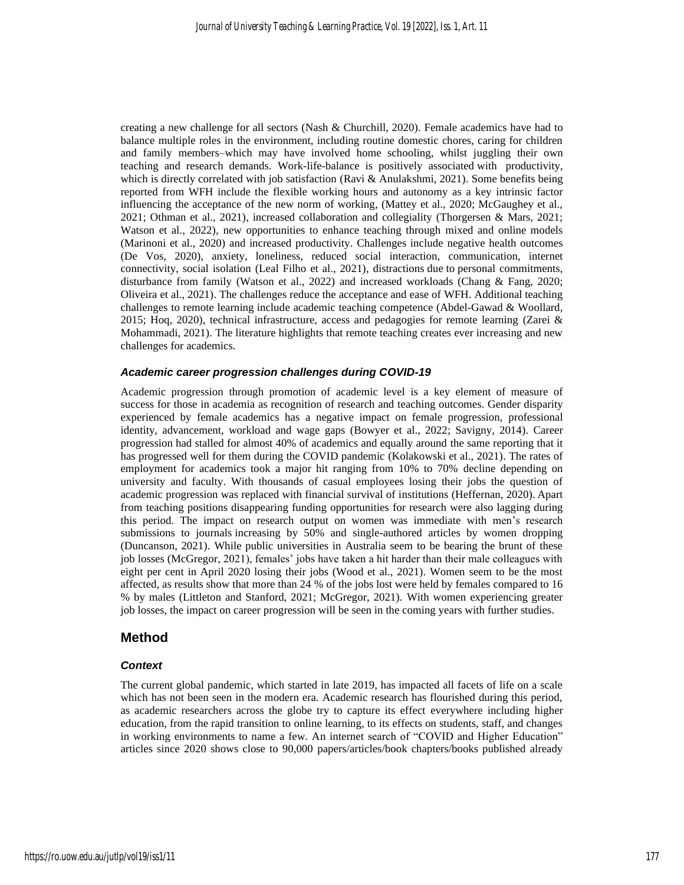creating a new challenge for all sectors (Nash & Churchill, 2020). Female academics have had to balance multiple roles in the environment, including routine domestic chores, caring for children and family members–which may have involved home schooling, whilst juggling their own teaching and research demands. Work-life-balance is positively associated with productivity, which is directly correlated with job satisfaction (Ravi & Anulakshmi, 2021). Some benefits being reported from WFH include the flexible working hours and autonomy as a key intrinsic factor influencing the acceptance of the new norm of working, (Mattey et al., 2020; McGaughey et al., 2021; Othman et al., 2021), increased collaboration and collegiality (Thorgersen & Mars, 2021; Watson et al., 2022), new opportunities to enhance teaching through mixed and online models (Marinoni et al., 2020) and increased productivity. Challenges include negative health outcomes (De Vos, 2020), anxiety, loneliness, reduced social interaction, communication, internet connectivity, social isolation (Leal Filho et al., 2021), distractions due to personal commitments, disturbance from family (Watson et al., 2022) and increased workloads (Chang & Fang, 2020; Oliveira et al., 2021). The challenges reduce the acceptance and ease of WFH. Additional teaching challenges to remote learning include academic teaching competence (Abdel-Gawad & Woollard, 2015; Hoq, 2020), technical infrastructure, access and pedagogies for remote learning (Zarei & Mohammadi, 2021). The literature highlights that remote teaching creates ever increasing and new challenges for academics.

### *Academic career progression challenges during COVID-19*

Academic progression through promotion of academic level is a key element of measure of success for those in academia as recognition of research and teaching outcomes. Gender disparity experienced by female academics has a negative impact on female progression, professional identity, advancement, workload and wage gaps (Bowyer et al., 2022; Savigny, 2014). Career progression had stalled for almost 40% of academics and equally around the same reporting that it has progressed well for them during the COVID pandemic (Kolakowski et al., 2021). The rates of employment for academics took a major hit ranging from 10% to 70% decline depending on university and faculty. With thousands of casual employees losing their jobs the question of academic progression was replaced with financial survival of institutions (Heffernan, 2020). Apart from teaching positions disappearing funding opportunities for research were also lagging during this period. The impact on research output on women was immediate with men's research submissions to journals increasing by 50% and single-authored articles by women dropping (Duncanson, 2021). While public universities in Australia seem to be bearing the brunt of these job losses (McGregor, 2021), females' jobs have taken a hit harder than their male colleagues with eight per cent in April 2020 losing their jobs (Wood et al., 2021). Women seem to be the most affected, as results show that more than 24 % of the jobs lost were held by females compared to 16 % by males (Littleton and Stanford, 2021; McGregor, 2021). With women experiencing greater job losses, the impact on career progression will be seen in the coming years with further studies.

## Method

### *Context*

The current global pandemic, which started in late 2019, has impacted all facets of life on a scale which has not been seen in the modern era. Academic research has flourished during this period, as academic researchers across the globe try to capture its effect everywhere including higher education, from the rapid transition to online learning, to its effects on students, staff, and changes in working environments to name a few. An internet search of "COVID and Higher Education" articles since 2020 shows close to 90,000 papers/articles/book chapters/books published already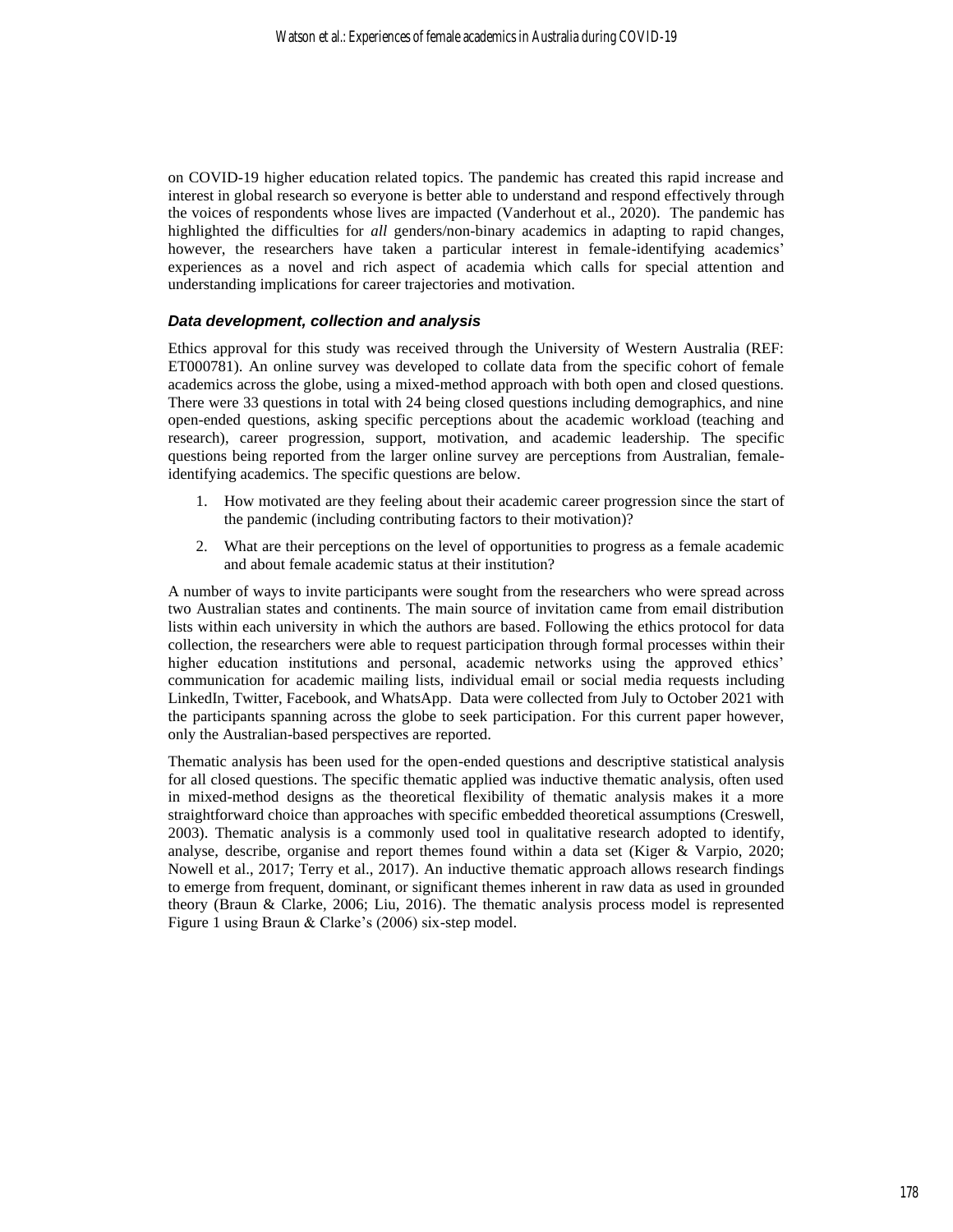on COVID-19 higher education related topics. The pandemic has created this rapid increase and interest in global research so everyone is better able to understand and respond effectively through the voices of respondents whose lives are impacted (Vanderhout et al., 2020). The pandemic has highlighted the difficulties for *all* genders/non-binary academics in adapting to rapid changes, however, the researchers have taken a particular interest in female-identifying academics' experiences as a novel and rich aspect of academia which calls for special attention and understanding implications for career trajectories and motivation.

### *Data development, collection and analysis*

Ethics approval for this study was received through the University of Western Australia (REF: ET000781). An online survey was developed to collate data from the specific cohort of female academics across the globe, using a mixed-method approach with both open and closed questions. There were 33 questions in total with 24 being closed questions including demographics, and nine open-ended questions, asking specific perceptions about the academic workload (teaching and research), career progression, support, motivation, and academic leadership. The specific questions being reported from the larger online survey are perceptions from Australian, female-identifying academics. The specific questions are below.

1. How motivated are they feeling about their academic career progression since the start of the pandemic (including contributing factors to their motivation)?
2. What are their perceptions on the level of opportunities to progress as a female academic and about female academic status at their institution?

A number of ways to invite participants were sought from the researchers who were spread across two Australian states and continents. The main source of invitation came from email distribution lists within each university in which the authors are based. Following the ethics protocol for data collection, the researchers were able to request participation through formal processes within their higher education institutions and personal, academic networks using the approved ethics' communication for academic mailing lists, individual email or social media requests including LinkedIn, Twitter, Facebook, and WhatsApp. Data were collected from July to October 2021 with the participants spanning across the globe to seek participation. For this current paper however, only the Australian-based perspectives are reported.

Thematic analysis has been used for the open-ended questions and descriptive statistical analysis for all closed questions. The specific thematic applied was inductive thematic analysis, often used in mixed-method designs as the theoretical flexibility of thematic analysis makes it a more straightforward choice than approaches with specific embedded theoretical assumptions (Creswell, 2003). Thematic analysis is a commonly used tool in qualitative research adopted to identify, analyse, describe, organise and report themes found within a data set (Kiger & Varpio, 2020; Nowell et al., 2017; Terry et al., 2017). An inductive thematic approach allows research findings to emerge from frequent, dominant, or significant themes inherent in raw data as used in grounded theory (Braun & Clarke, 2006; Liu, 2016). The thematic analysis process model is represented Figure 1 using Braun & Clarke's (2006) six-step model.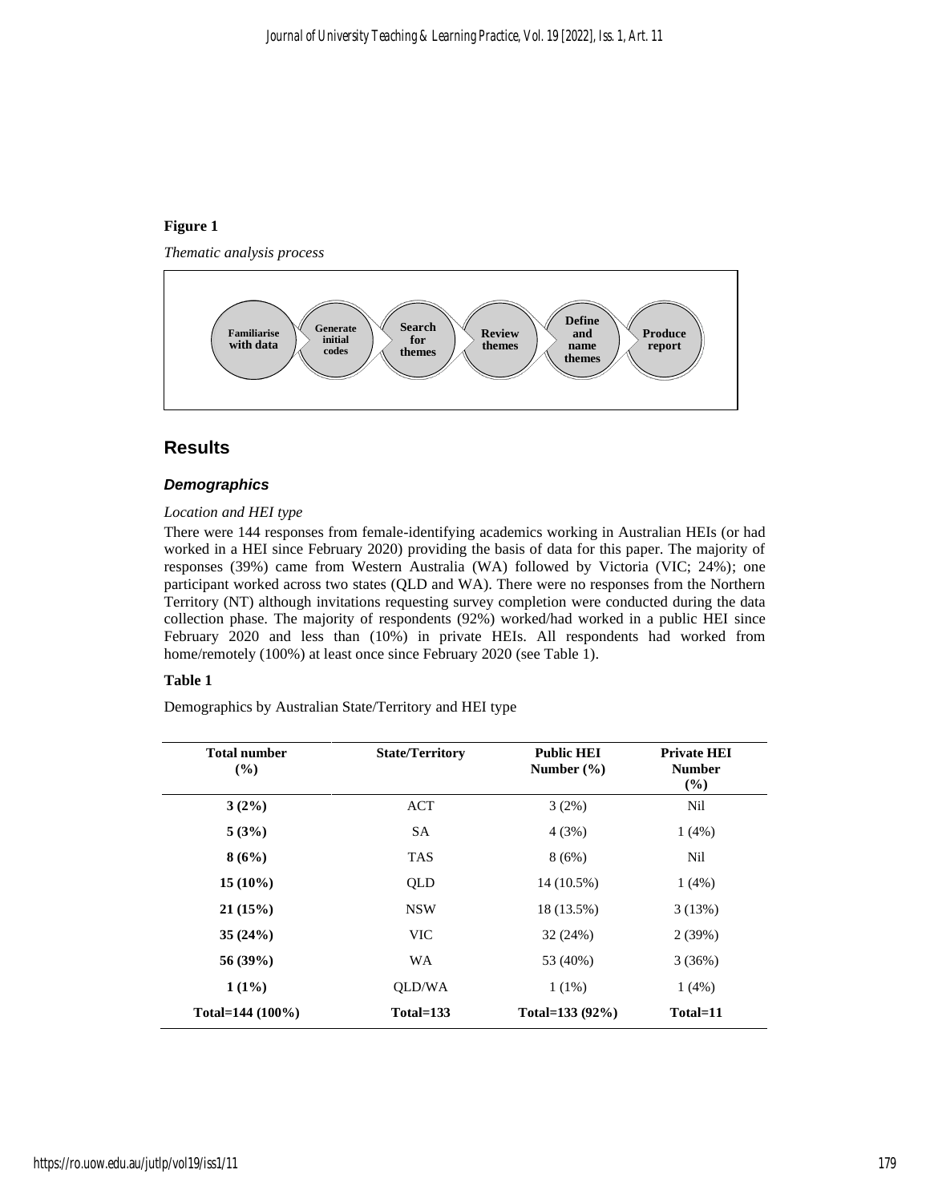**Figure 1**

*Thematic analysis process*

Familiarise with data → Generate initial codes → Search for themes → Review themes → Define and name themes → Produce report

## Results

### *Demographics*

*Location and HEI type*

There were 144 responses from female-identifying academics working in Australian HEIs (or had worked in a HEI since February 2020) providing the basis of data for this paper. The majority of responses (39%) came from Western Australia (WA) followed by Victoria (VIC; 24%); one participant worked across two states (QLD and WA). There were no responses from the Northern Territory (NT) although invitations requesting survey completion were conducted during the data collection phase. The majority of respondents (92%) worked/had worked in a public HEI since February 2020 and less than (10%) in private HEIs. All respondents had worked from home/remotely (100%) at least once since February 2020 (see Table 1).

**Table 1**

Demographics by Australian State/Territory and HEI type

| Total number (%) | State/Territory | Public HEI Number (%) | Private HEI Number (%) |
|---|---|---|---|
| **3 (2%)** | ACT | 3 (2%) | Nil |
| **5 (3%)** | SA | 4 (3%) | 1 (4%) |
| **8 (6%)** | TAS | 8 (6%) | Nil |
| **15 (10%)** | QLD | 14 (10.5%) | 1 (4%) |
| **21 (15%)** | NSW | 18 (13.5%) | 3 (13%) |
| **35 (24%)** | VIC | 32 (24%) | 2 (39%) |
| **56 (39%)** | WA | 53 (40%) | 3 (36%) |
| **1 (1%)** | QLD/WA | 1 (1%) | 1 (4%) |
| **Total=144 (100%)** | **Total=133** | **Total=133 (92%)** | **Total=11** |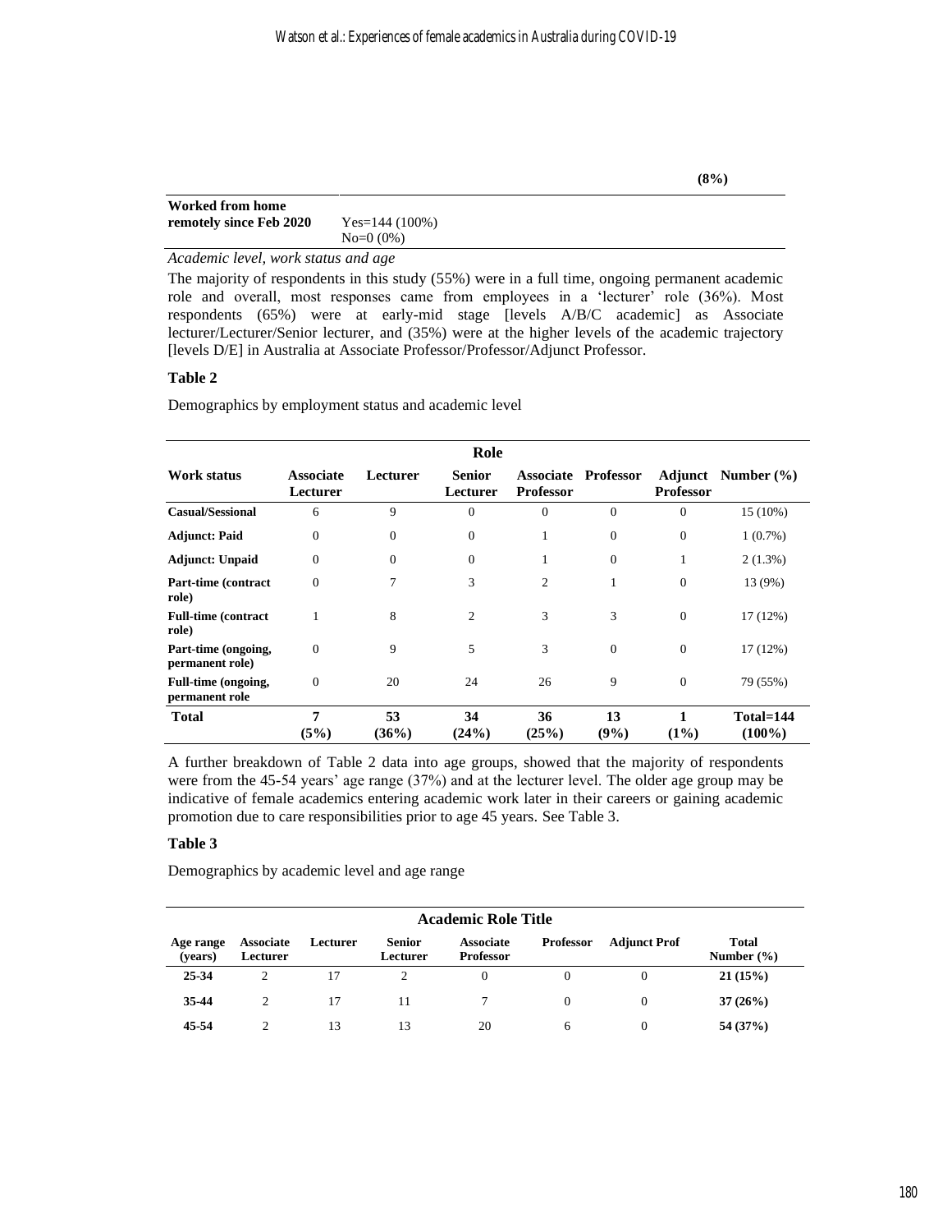| | | (8%) |
|---|---|---|
| **Worked from home remotely since Feb 2020** | Yes=144 (100%)<br>No=0 (0%) | |

*Academic level, work status and age*

The majority of respondents in this study (55%) were in a full time, ongoing permanent academic role and overall, most responses came from employees in a 'lecturer' role (36%). Most respondents (65%) were at early-mid stage [levels A/B/C academic] as Associate lecturer/Lecturer/Senior lecturer, and (35%) were at the higher levels of the academic trajectory [levels D/E] in Australia at Associate Professor/Professor/Adjunct Professor.

### Table 2

Demographics by employment status and academic level

| | Role | | | | | | |
|---|---|---|---|---|---|---|---|
| **Work status** | **Associate Lecturer** | **Lecturer** | **Senior Lecturer** | **Associate Professor** | **Professor** | **Adjunct Professor** | **Number (%)** |
| **Casual/Sessional** | 6 | 9 | 0 | 0 | 0 | 0 | 15 (10%) |
| **Adjunct: Paid** | 0 | 0 | 0 | 1 | 0 | 0 | 1 (0.7%) |
| **Adjunct: Unpaid** | 0 | 0 | 0 | 1 | 0 | 1 | 2 (1.3%) |
| **Part-time (contract role)** | 0 | 7 | 3 | 2 | 1 | 0 | 13 (9%) |
| **Full-time (contract role)** | 1 | 8 | 2 | 3 | 3 | 0 | 17 (12%) |
| **Part-time (ongoing, permanent role)** | 0 | 9 | 5 | 3 | 0 | 0 | 17 (12%) |
| **Full-time (ongoing, permanent role** | 0 | 20 | 24 | 26 | 9 | 0 | 79 (55%) |
| **Total** | **7 (5%)** | **53 (36%)** | **34 (24%)** | **36 (25%)** | **13 (9%)** | **1 (1%)** | **Total=144 (100%)** |

A further breakdown of Table 2 data into age groups, showed that the majority of respondents were from the 45-54 years' age range (37%) and at the lecturer level. The older age group may be indicative of female academics entering academic work later in their careers or gaining academic promotion due to care responsibilities prior to age 45 years. See Table 3.

### Table 3

Demographics by academic level and age range

| | Academic Role Title | | | | | | |
|---|---|---|---|---|---|---|---|
| **Age range (years)** | **Associate Lecturer** | **Lecturer** | **Senior Lecturer** | **Associate Professor** | **Professor** | **Adjunct Prof** | **Total Number (%)** |
| **25-34** | 2 | 17 | 2 | 0 | 0 | 0 | **21 (15%)** |
| **35-44** | 2 | 17 | 11 | 7 | 0 | 0 | **37 (26%)** |
| **45-54** | 2 | 13 | 13 | 20 | 6 | 0 | **54 (37%)** |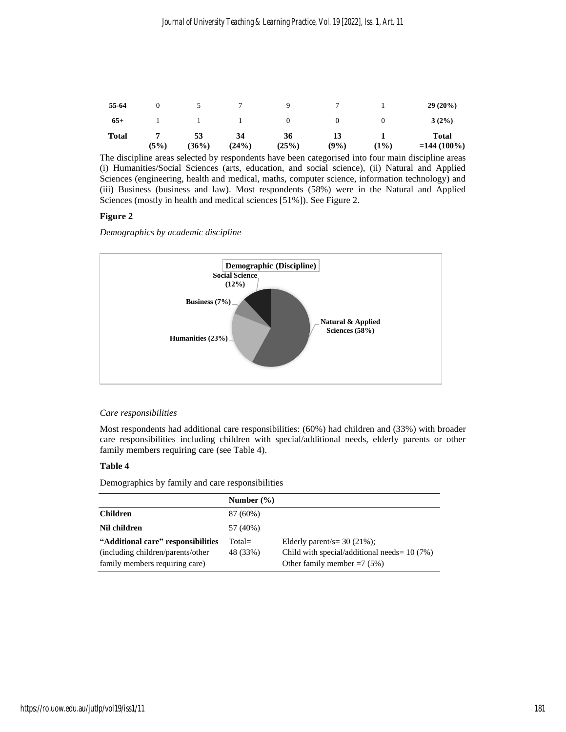| | | | | | | | |
|---|---|---|---|---|---|---|---|
| **55-64** | 0 | 5 | 7 | 9 | 7 | 1 | **29 (20%)** |
| **65+** | 1 | 1 | 1 | 0 | 0 | 0 | **3 (2%)** |
| **Total** | **7 (5%)** | **53 (36%)** | **34 (24%)** | **36 (25%)** | **13 (9%)** | **1 (1%)** | **Total =144 (100%)** |

The discipline areas selected by respondents have been categorised into four main discipline areas (i) Humanities/Social Sciences (arts, education, and social science), (ii) Natural and Applied Sciences (engineering, health and medical, maths, computer science, information technology) and (iii) Business (business and law). Most respondents (58%) were in the Natural and Applied Sciences (mostly in health and medical sciences [51%]). See Figure 2.

**Figure 2**

*Demographics by academic discipline*

**Demographic (Discipline)**

Social Science (12%)

Business (7%)

Humanities (23%)

Natural & Applied Sciences (58%)

*Care responsibilities*

Most respondents had additional care responsibilities: (60%) had children and (33%) with broader care responsibilities including children with special/additional needs, elderly parents or other family members requiring care (see Table 4).

**Table 4**

Demographics by family and care responsibilities

| | Number (%) | |
|---|---|---|
| **Children** | 87 (60%) | |
| **Nil children** | 57 (40%) | |
| **"Additional care" responsibilities** (including children/parents/other family members requiring care) | Total= 48 (33%) | Elderly parent/s= 30 (21%); Child with special/additional needs= 10 (7%) Other family member =7 (5%) |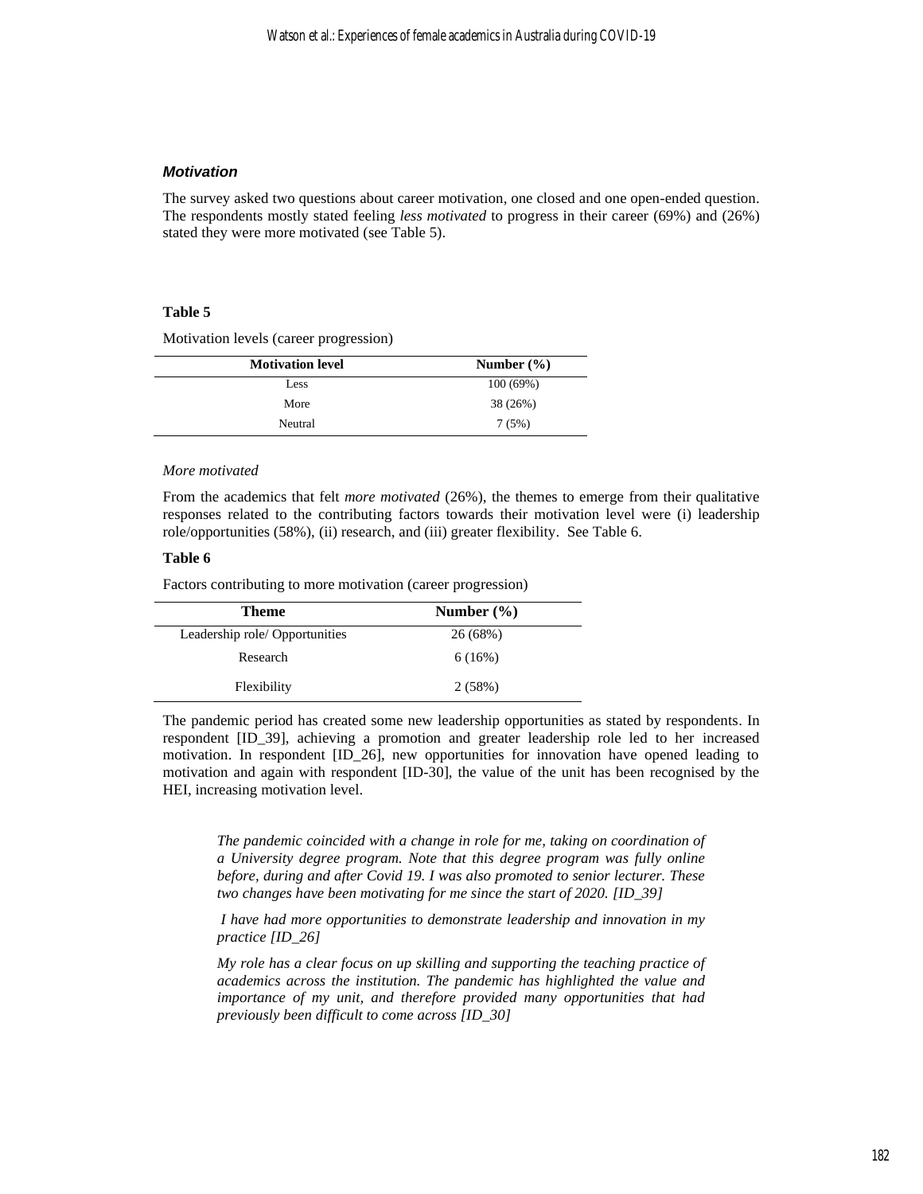### *Motivation*

The survey asked two questions about career motivation, one closed and one open-ended question. The respondents mostly stated feeling *less motivated* to progress in their career (69%) and (26%) stated they were more motivated (see Table 5).

**Table 5**

Motivation levels (career progression)

| Motivation level | Number (%) |
|---|---|
| Less | 100 (69%) |
| More | 38 (26%) |
| Neutral | 7 (5%) |

*More motivated*

From the academics that felt *more motivated* (26%), the themes to emerge from their qualitative responses related to the contributing factors towards their motivation level were (i) leadership role/opportunities (58%), (ii) research, and (iii) greater flexibility. See Table 6.

**Table 6**

Factors contributing to more motivation (career progression)

| Theme | Number (%) |
|---|---|
| Leadership role/ Opportunities | 26 (68%) |
| Research | 6 (16%) |
| Flexibility | 2 (58%) |

The pandemic period has created some new leadership opportunities as stated by respondents. In respondent [ID_39], achieving a promotion and greater leadership role led to her increased motivation. In respondent [ID_26], new opportunities for innovation have opened leading to motivation and again with respondent [ID-30], the value of the unit has been recognised by the HEI, increasing motivation level.

> *The pandemic coincided with a change in role for me, taking on coordination of a University degree program. Note that this degree program was fully online before, during and after Covid 19. I was also promoted to senior lecturer. These two changes have been motivating for me since the start of 2020. [ID_39]*
>
> *I have had more opportunities to demonstrate leadership and innovation in my practice [ID_26]*
>
> *My role has a clear focus on up skilling and supporting the teaching practice of academics across the institution. The pandemic has highlighted the value and importance of my unit, and therefore provided many opportunities that had previously been difficult to come across [ID_30]*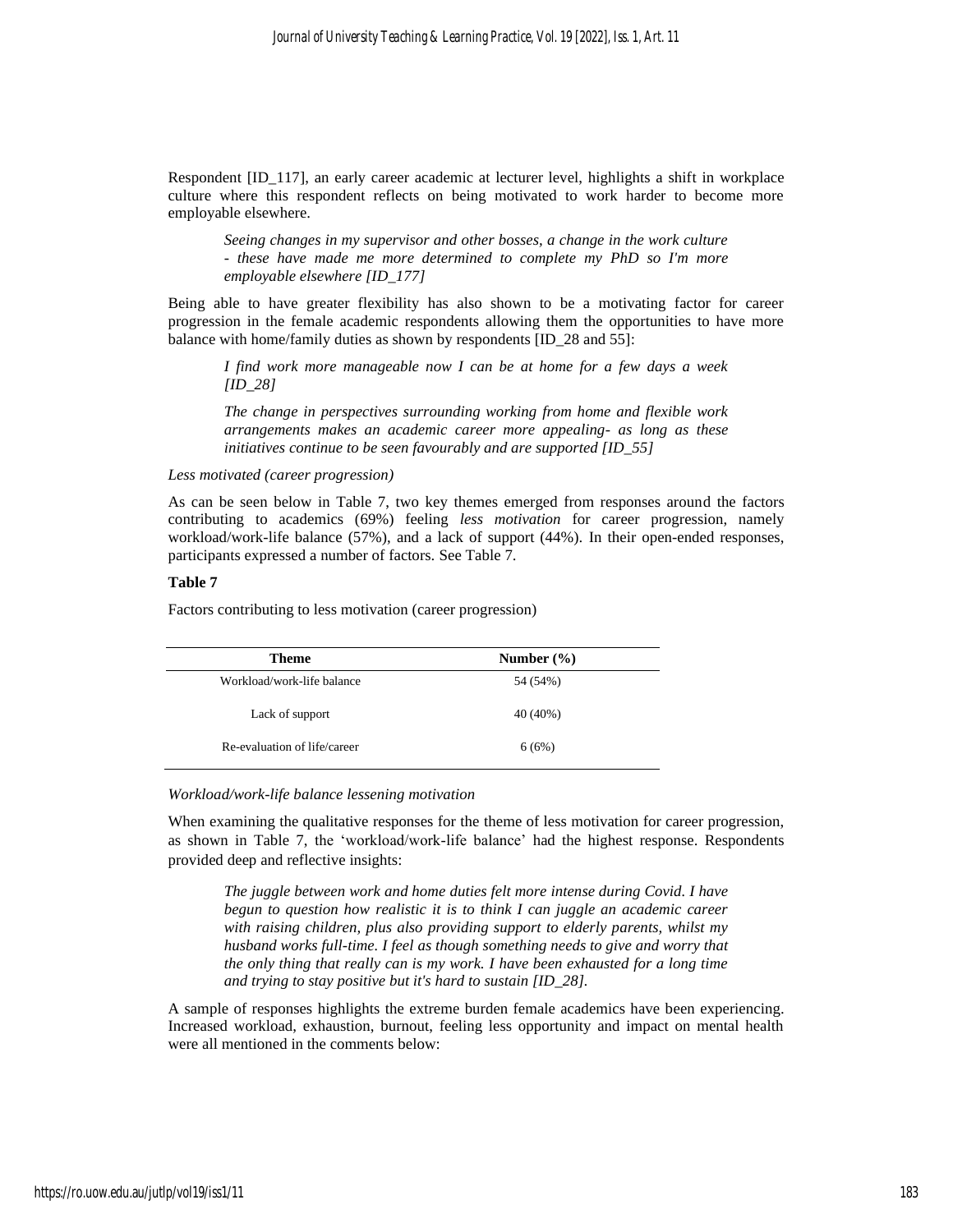Respondent [ID_117], an early career academic at lecturer level, highlights a shift in workplace culture where this respondent reflects on being motivated to work harder to become more employable elsewhere.

> *Seeing changes in my supervisor and other bosses, a change in the work culture - these have made me more determined to complete my PhD so I'm more employable elsewhere [ID_177]*

Being able to have greater flexibility has also shown to be a motivating factor for career progression in the female academic respondents allowing them the opportunities to have more balance with home/family duties as shown by respondents [ID_28 and 55]:

> *I find work more manageable now I can be at home for a few days a week [ID_28]*
>
> *The change in perspectives surrounding working from home and flexible work arrangements makes an academic career more appealing- as long as these initiatives continue to be seen favourably and are supported [ID_55]*

*Less motivated (career progression)*

As can be seen below in Table 7, two key themes emerged from responses around the factors contributing to academics (69%) feeling *less motivation* for career progression, namely workload/work-life balance (57%), and a lack of support (44%). In their open-ended responses, participants expressed a number of factors. See Table 7.

**Table 7**

Factors contributing to less motivation (career progression)

| Theme | Number (%) |
|---|---|
| Workload/work-life balance | 54 (54%) |
| Lack of support | 40 (40%) |
| Re-evaluation of life/career | 6 (6%) |

*Workload/work-life balance lessening motivation*

When examining the qualitative responses for the theme of less motivation for career progression, as shown in Table 7, the 'workload/work-life balance' had the highest response. Respondents provided deep and reflective insights:

> *The juggle between work and home duties felt more intense during Covid. I have begun to question how realistic it is to think I can juggle an academic career with raising children, plus also providing support to elderly parents, whilst my husband works full-time. I feel as though something needs to give and worry that the only thing that really can is my work. I have been exhausted for a long time and trying to stay positive but it's hard to sustain [ID_28].*

A sample of responses highlights the extreme burden female academics have been experiencing. Increased workload, exhaustion, burnout, feeling less opportunity and impact on mental health were all mentioned in the comments below: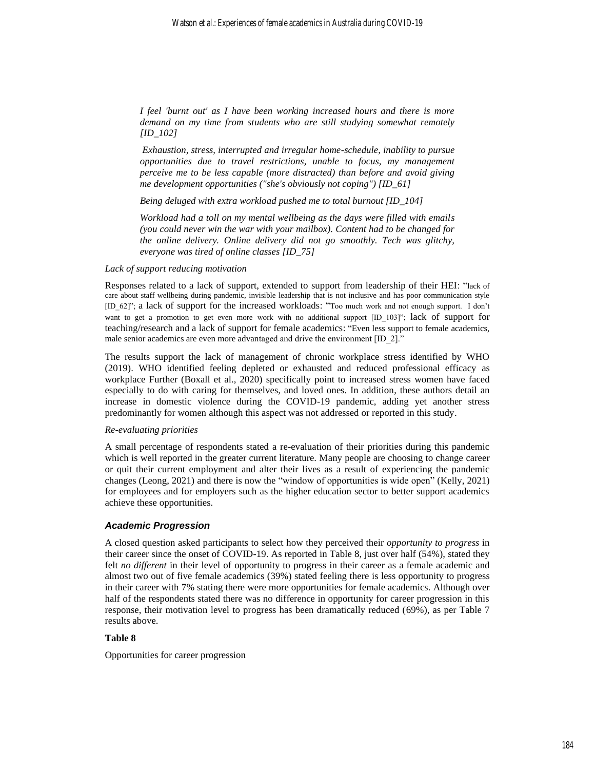> *I feel 'burnt out' as I have been working increased hours and there is more demand on my time from students who are still studying somewhat remotely [ID_102]*
>
> *Exhaustion, stress, interrupted and irregular home-schedule, inability to pursue opportunities due to travel restrictions, unable to focus, my management perceive me to be less capable (more distracted) than before and avoid giving me development opportunities ("she's obviously not coping") [ID_61]*
>
> *Being deluged with extra workload pushed me to total burnout [ID_104]*
>
> *Workload had a toll on my mental wellbeing as the days were filled with emails (you could never win the war with your mailbox). Content had to be changed for the online delivery. Online delivery did not go smoothly. Tech was glitchy, everyone was tired of online classes [ID_75]*

*Lack of support reducing motivation*

Responses related to a lack of support, extended to support from leadership of their HEI: "lack of care about staff wellbeing during pandemic, invisible leadership that is not inclusive and has poor communication style [ID_62]"; a lack of support for the increased workloads: "Too much work and not enough support. I don't want to get a promotion to get even more work with no additional support [ID_103]"; lack of support for teaching/research and a lack of support for female academics: "Even less support to female academics, male senior academics are even more advantaged and drive the environment [ID_2]."

The results support the lack of management of chronic workplace stress identified by WHO (2019). WHO identified feeling depleted or exhausted and reduced professional efficacy as workplace Further (Boxall et al., 2020) specifically point to increased stress women have faced especially to do with caring for themselves, and loved ones. In addition, these authors detail an increase in domestic violence during the COVID-19 pandemic, adding yet another stress predominantly for women although this aspect was not addressed or reported in this study.

*Re-evaluating priorities*

A small percentage of respondents stated a re-evaluation of their priorities during this pandemic which is well reported in the greater current literature. Many people are choosing to change career or quit their current employment and alter their lives as a result of experiencing the pandemic changes (Leong, 2021) and there is now the "window of opportunities is wide open" (Kelly, 2021) for employees and for employers such as the higher education sector to better support academics achieve these opportunities.

### *Academic Progression*

A closed question asked participants to select how they perceived their *opportunity to progress* in their career since the onset of COVID-19. As reported in Table 8, just over half (54%), stated they felt *no different* in their level of opportunity to progress in their career as a female academic and almost two out of five female academics (39%) stated feeling there is less opportunity to progress in their career with 7% stating there were more opportunities for female academics. Although over half of the respondents stated there was no difference in opportunity for career progression in this response, their motivation level to progress has been dramatically reduced (69%), as per Table 7 results above.

**Table 8**

Opportunities for career progression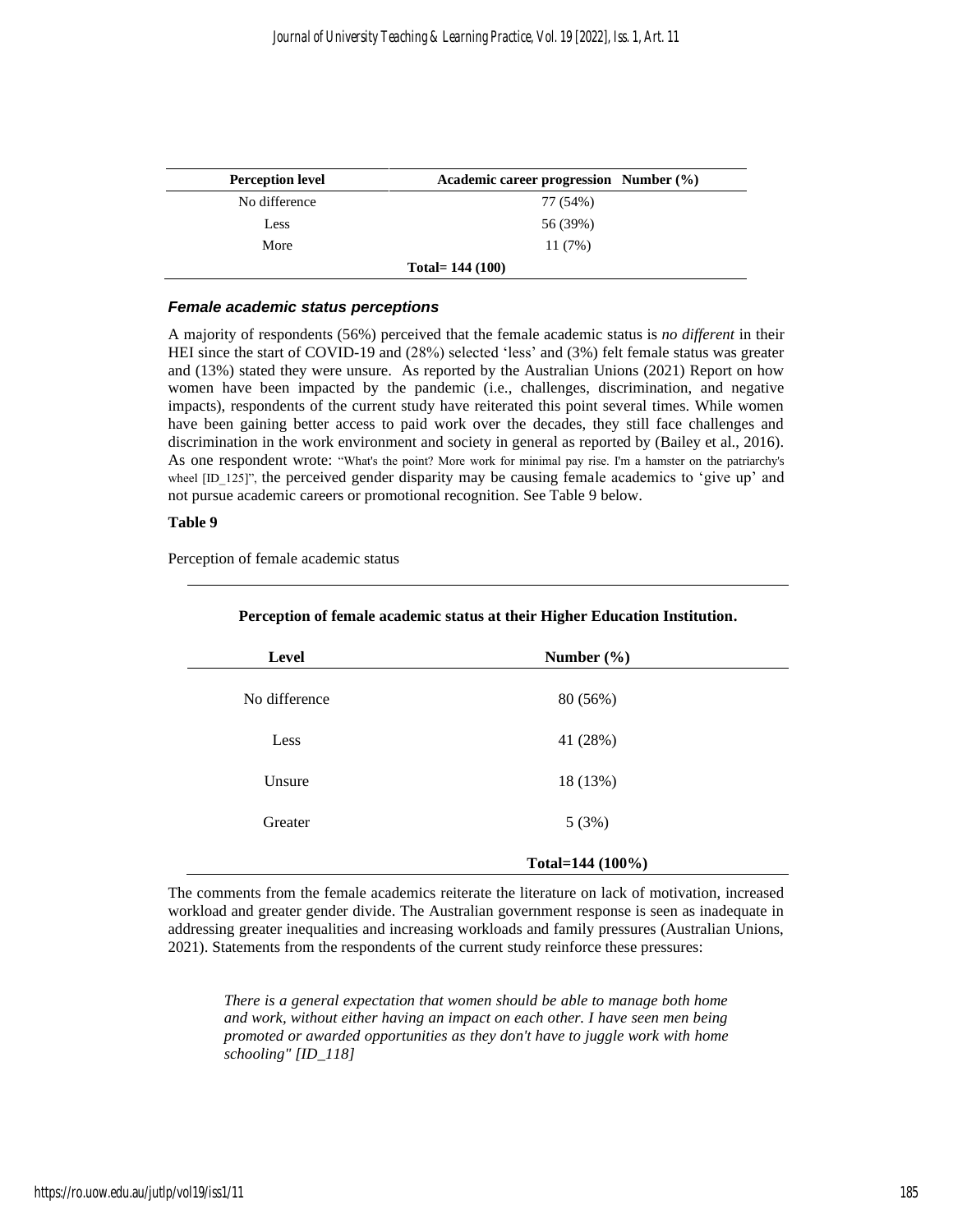| Perception level | Academic career progression Number (%) |
|---|---|
| No difference | 77 (54%) |
| Less | 56 (39%) |
| More | 11 (7%) |
| | Total= 144 (100) |

### *Female academic status perceptions*

A majority of respondents (56%) perceived that the female academic status is *no different* in their HEI since the start of COVID-19 and (28%) selected 'less' and (3%) felt female status was greater and (13%) stated they were unsure. As reported by the Australian Unions (2021) Report on how women have been impacted by the pandemic (i.e., challenges, discrimination, and negative impacts), respondents of the current study have reiterated this point several times. While women have been gaining better access to paid work over the decades, they still face challenges and discrimination in the work environment and society in general as reported by (Bailey et al., 2016). As one respondent wrote: "What's the point? More work for minimal pay rise. I'm a hamster on the patriarchy's wheel [ID_125]", the perceived gender disparity may be causing female academics to 'give up' and not pursue academic careers or promotional recognition. See Table 9 below.

**Table 9**

Perception of female academic status

| Perception of female academic status at their Higher Education Institution. | |
|---|---|
| **Level** | **Number (%)** |
| No difference | 80 (56%) |
| Less | 41 (28%) |
| Unsure | 18 (13%) |
| Greater | 5 (3%) |
| | **Total=144 (100%)** |

The comments from the female academics reiterate the literature on lack of motivation, increased workload and greater gender divide. The Australian government response is seen as inadequate in addressing greater inequalities and increasing workloads and family pressures (Australian Unions, 2021). Statements from the respondents of the current study reinforce these pressures:

> *There is a general expectation that women should be able to manage both home and work, without either having an impact on each other. I have seen men being promoted or awarded opportunities as they don't have to juggle work with home schooling" [ID_118]*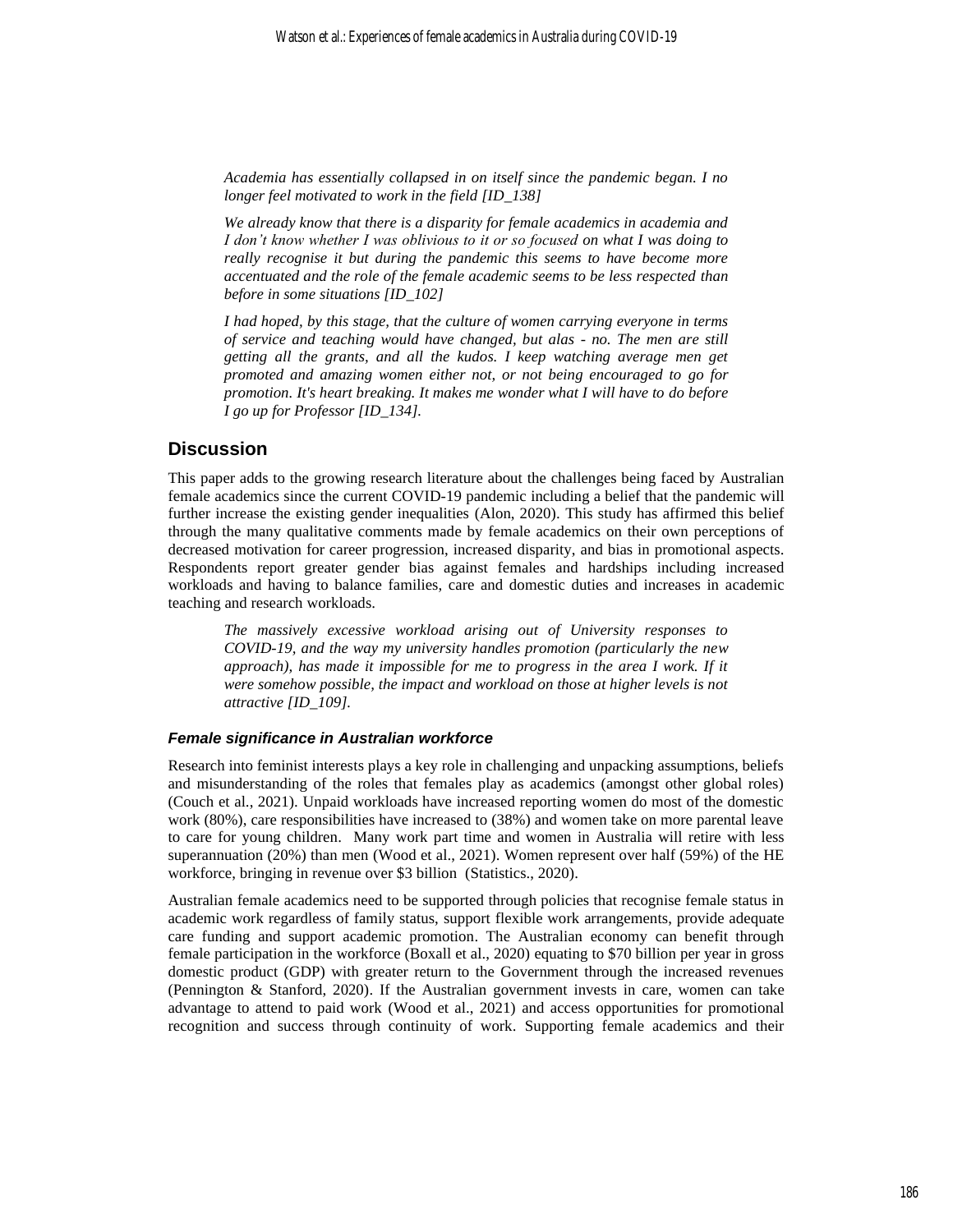> *Academia has essentially collapsed in on itself since the pandemic began. I no longer feel motivated to work in the field [ID_138]*
>
> *We already know that there is a disparity for female academics in academia and I don't know whether I was oblivious to it or so focused on what I was doing to really recognise it but during the pandemic this seems to have become more accentuated and the role of the female academic seems to be less respected than before in some situations [ID_102]*
>
> *I had hoped, by this stage, that the culture of women carrying everyone in terms of service and teaching would have changed, but alas - no. The men are still getting all the grants, and all the kudos. I keep watching average men get promoted and amazing women either not, or not being encouraged to go for promotion. It's heart breaking. It makes me wonder what I will have to do before I go up for Professor [ID_134].*

## Discussion

This paper adds to the growing research literature about the challenges being faced by Australian female academics since the current COVID-19 pandemic including a belief that the pandemic will further increase the existing gender inequalities (Alon, 2020). This study has affirmed this belief through the many qualitative comments made by female academics on their own perceptions of decreased motivation for career progression, increased disparity, and bias in promotional aspects. Respondents report greater gender bias against females and hardships including increased workloads and having to balance families, care and domestic duties and increases in academic teaching and research workloads.

> *The massively excessive workload arising out of University responses to COVID-19, and the way my university handles promotion (particularly the new approach), has made it impossible for me to progress in the area I work. If it were somehow possible, the impact and workload on those at higher levels is not attractive [ID_109].*

### *Female significance in Australian workforce*

Research into feminist interests plays a key role in challenging and unpacking assumptions, beliefs and misunderstanding of the roles that females play as academics (amongst other global roles) (Couch et al., 2021). Unpaid workloads have increased reporting women do most of the domestic work (80%), care responsibilities have increased to (38%) and women take on more parental leave to care for young children. Many work part time and women in Australia will retire with less superannuation (20%) than men (Wood et al., 2021). Women represent over half (59%) of the HE workforce, bringing in revenue over $3 billion (Statistics., 2020).

Australian female academics need to be supported through policies that recognise female status in academic work regardless of family status, support flexible work arrangements, provide adequate care funding and support academic promotion. The Australian economy can benefit through female participation in the workforce (Boxall et al., 2020) equating to $70 billion per year in gross domestic product (GDP) with greater return to the Government through the increased revenues (Pennington & Stanford, 2020). If the Australian government invests in care, women can take advantage to attend to paid work (Wood et al., 2021) and access opportunities for promotional recognition and success through continuity of work. Supporting female academics and their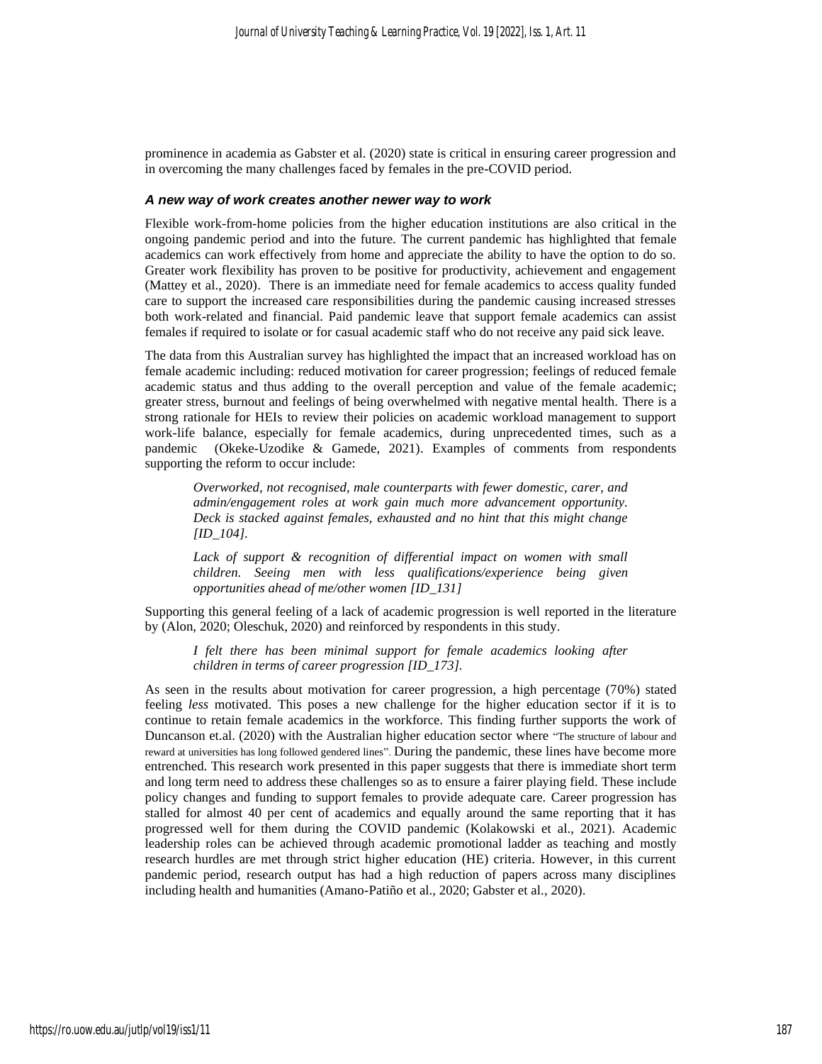prominence in academia as Gabster et al. (2020) state is critical in ensuring career progression and in overcoming the many challenges faced by females in the pre-COVID period.

### *A new way of work creates another newer way to work*

Flexible work-from-home policies from the higher education institutions are also critical in the ongoing pandemic period and into the future. The current pandemic has highlighted that female academics can work effectively from home and appreciate the ability to have the option to do so. Greater work flexibility has proven to be positive for productivity, achievement and engagement (Mattey et al., 2020). There is an immediate need for female academics to access quality funded care to support the increased care responsibilities during the pandemic causing increased stresses both work-related and financial. Paid pandemic leave that support female academics can assist females if required to isolate or for casual academic staff who do not receive any paid sick leave.

The data from this Australian survey has highlighted the impact that an increased workload has on female academic including: reduced motivation for career progression; feelings of reduced female academic status and thus adding to the overall perception and value of the female academic; greater stress, burnout and feelings of being overwhelmed with negative mental health. There is a strong rationale for HEIs to review their policies on academic workload management to support work-life balance, especially for female academics, during unprecedented times, such as a pandemic (Okeke-Uzodike & Gamede, 2021). Examples of comments from respondents supporting the reform to occur include:

> *Overworked, not recognised, male counterparts with fewer domestic, carer, and admin/engagement roles at work gain much more advancement opportunity. Deck is stacked against females, exhausted and no hint that this might change [ID_104].*

> *Lack of support & recognition of differential impact on women with small children. Seeing men with less qualifications/experience being given opportunities ahead of me/other women [ID_131]*

Supporting this general feeling of a lack of academic progression is well reported in the literature by (Alon, 2020; Oleschuk, 2020) and reinforced by respondents in this study.

> *I felt there has been minimal support for female academics looking after children in terms of career progression [ID_173].*

As seen in the results about motivation for career progression, a high percentage (70%) stated feeling *less* motivated. This poses a new challenge for the higher education sector if it is to continue to retain female academics in the workforce. This finding further supports the work of Duncanson et.al. (2020) with the Australian higher education sector where "The structure of labour and reward at universities has long followed gendered lines". During the pandemic, these lines have become more entrenched. This research work presented in this paper suggests that there is immediate short term and long term need to address these challenges so as to ensure a fairer playing field. These include policy changes and funding to support females to provide adequate care. Career progression has stalled for almost 40 per cent of academics and equally around the same reporting that it has progressed well for them during the COVID pandemic (Kolakowski et al., 2021). Academic leadership roles can be achieved through academic promotional ladder as teaching and mostly research hurdles are met through strict higher education (HE) criteria. However, in this current pandemic period, research output has had a high reduction of papers across many disciplines including health and humanities (Amano-Patiño et al., 2020; Gabster et al., 2020).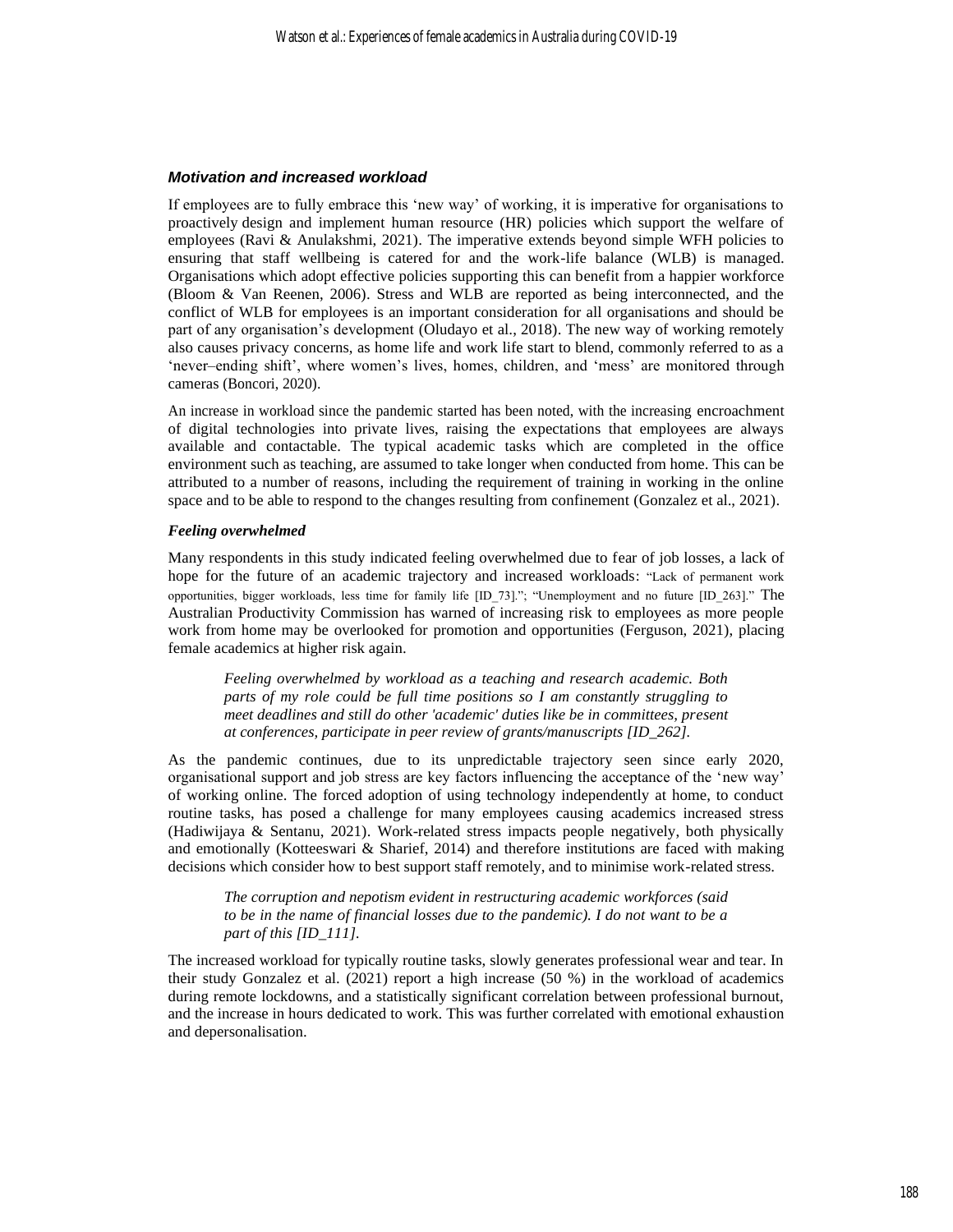### *Motivation and increased workload*

If employees are to fully embrace this 'new way' of working, it is imperative for organisations to proactively design and implement human resource (HR) policies which support the welfare of employees (Ravi & Anulakshmi, 2021). The imperative extends beyond simple WFH policies to ensuring that staff wellbeing is catered for and the work-life balance (WLB) is managed. Organisations which adopt effective policies supporting this can benefit from a happier workforce (Bloom & Van Reenen, 2006). Stress and WLB are reported as being interconnected, and the conflict of WLB for employees is an important consideration for all organisations and should be part of any organisation's development (Oludayo et al., 2018). The new way of working remotely also causes privacy concerns, as home life and work life start to blend, commonly referred to as a 'never–ending shift', where women's lives, homes, children, and 'mess' are monitored through cameras (Boncori, 2020).

An increase in workload since the pandemic started has been noted, with the increasing encroachment of digital technologies into private lives, raising the expectations that employees are always available and contactable. The typical academic tasks which are completed in the office environment such as teaching, are assumed to take longer when conducted from home. This can be attributed to a number of reasons, including the requirement of training in working in the online space and to be able to respond to the changes resulting from confinement (Gonzalez et al., 2021).

#### *Feeling overwhelmed*

Many respondents in this study indicated feeling overwhelmed due to fear of job losses, a lack of hope for the future of an academic trajectory and increased workloads: "Lack of permanent work opportunities, bigger workloads, less time for family life [ID_73]."; "Unemployment and no future [ID_263]." The Australian Productivity Commission has warned of increasing risk to employees as more people work from home may be overlooked for promotion and opportunities (Ferguson, 2021), placing female academics at higher risk again.

> *Feeling overwhelmed by workload as a teaching and research academic. Both parts of my role could be full time positions so I am constantly struggling to meet deadlines and still do other 'academic' duties like be in committees, present at conferences, participate in peer review of grants/manuscripts [ID_262].*

As the pandemic continues, due to its unpredictable trajectory seen since early 2020, organisational support and job stress are key factors influencing the acceptance of the 'new way' of working online. The forced adoption of using technology independently at home, to conduct routine tasks, has posed a challenge for many employees causing academics increased stress (Hadiwijaya & Sentanu, 2021). Work-related stress impacts people negatively, both physically and emotionally (Kotteeswari & Sharief, 2014) and therefore institutions are faced with making decisions which consider how to best support staff remotely, and to minimise work-related stress.

> *The corruption and nepotism evident in restructuring academic workforces (said to be in the name of financial losses due to the pandemic). I do not want to be a part of this [ID_111].*

The increased workload for typically routine tasks, slowly generates professional wear and tear. In their study Gonzalez et al. (2021) report a high increase (50 %) in the workload of academics during remote lockdowns, and a statistically significant correlation between professional burnout, and the increase in hours dedicated to work. This was further correlated with emotional exhaustion and depersonalisation.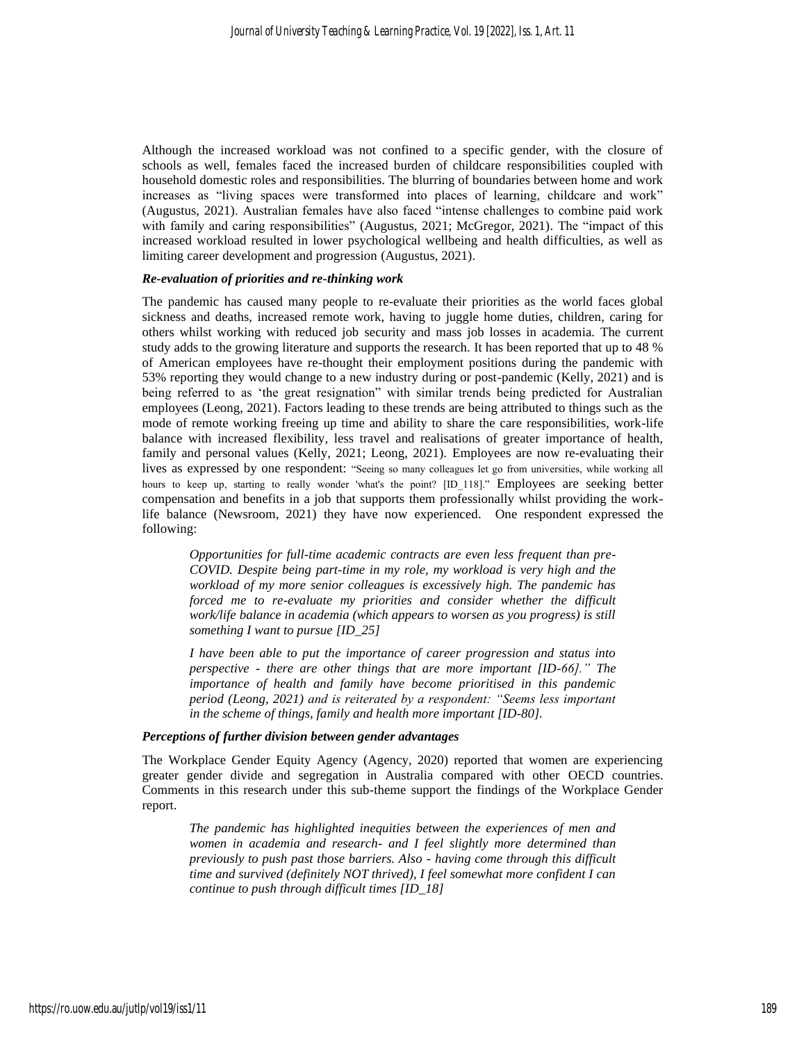Although the increased workload was not confined to a specific gender, with the closure of schools as well, females faced the increased burden of childcare responsibilities coupled with household domestic roles and responsibilities. The blurring of boundaries between home and work increases as "living spaces were transformed into places of learning, childcare and work" (Augustus, 2021). Australian females have also faced "intense challenges to combine paid work with family and caring responsibilities" (Augustus, 2021; McGregor, 2021). The "impact of this increased workload resulted in lower psychological wellbeing and health difficulties, as well as limiting career development and progression (Augustus, 2021).

***Re-evaluation of priorities and re-thinking work***

The pandemic has caused many people to re-evaluate their priorities as the world faces global sickness and deaths, increased remote work, having to juggle home duties, children, caring for others whilst working with reduced job security and mass job losses in academia. The current study adds to the growing literature and supports the research. It has been reported that up to 48 % of American employees have re-thought their employment positions during the pandemic with 53% reporting they would change to a new industry during or post-pandemic (Kelly, 2021) and is being referred to as 'the great resignation" with similar trends being predicted for Australian employees (Leong, 2021). Factors leading to these trends are being attributed to things such as the mode of remote working freeing up time and ability to share the care responsibilities, work-life balance with increased flexibility, less travel and realisations of greater importance of health, family and personal values (Kelly, 2021; Leong, 2021). Employees are now re-evaluating their lives as expressed by one respondent: "Seeing so many colleagues let go from universities, while working all hours to keep up, starting to really wonder 'what's the point? [ID_118]." Employees are seeking better compensation and benefits in a job that supports them professionally whilst providing the work-life balance (Newsroom, 2021) they have now experienced. One respondent expressed the following:

> *Opportunities for full-time academic contracts are even less frequent than pre-COVID. Despite being part-time in my role, my workload is very high and the workload of my more senior colleagues is excessively high. The pandemic has forced me to re-evaluate my priorities and consider whether the difficult work/life balance in academia (which appears to worsen as you progress) is still something I want to pursue [ID_25]*
>
> *I have been able to put the importance of career progression and status into perspective - there are other things that are more important [ID-66]." The importance of health and family have become prioritised in this pandemic period (Leong, 2021) and is reiterated by a respondent: "Seems less important in the scheme of things, family and health more important [ID-80].*

***Perceptions of further division between gender advantages***

The Workplace Gender Equity Agency (Agency, 2020) reported that women are experiencing greater gender divide and segregation in Australia compared with other OECD countries. Comments in this research under this sub-theme support the findings of the Workplace Gender report.

> *The pandemic has highlighted inequities between the experiences of men and women in academia and research- and I feel slightly more determined than previously to push past those barriers. Also - having come through this difficult time and survived (definitely NOT thrived), I feel somewhat more confident I can continue to push through difficult times [ID_18]*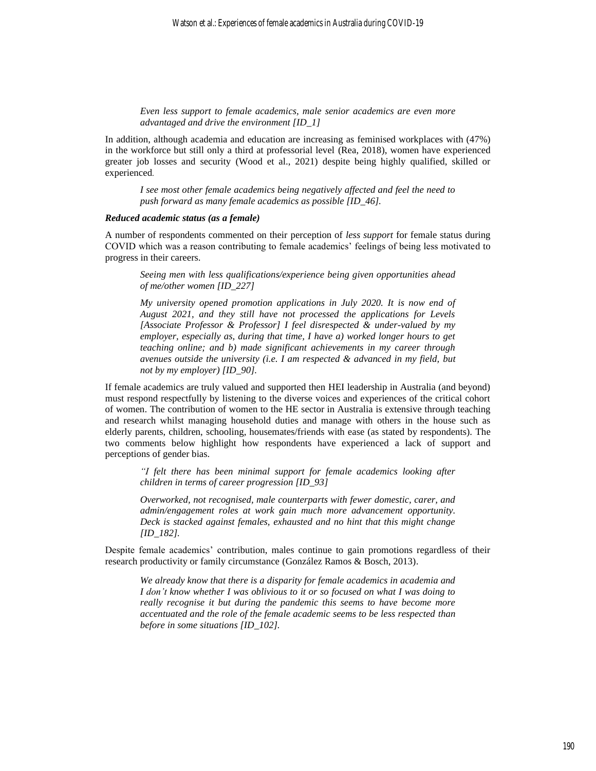*Even less support to female academics, male senior academics are even more advantaged and drive the environment [ID_1]*

In addition, although academia and education are increasing as feminised workplaces with (47%) in the workforce but still only a third at professorial level (Rea, 2018), women have experienced greater job losses and security (Wood et al., 2021) despite being highly qualified, skilled or experienced.

*I see most other female academics being negatively affected and feel the need to push forward as many female academics as possible [ID_46].*

***Reduced academic status (as a female)***

A number of respondents commented on their perception of *less support* for female status during COVID which was a reason contributing to female academics' feelings of being less motivated to progress in their careers.

*Seeing men with less qualifications/experience being given opportunities ahead of me/other women [ID_227]*

*My university opened promotion applications in July 2020. It is now end of August 2021, and they still have not processed the applications for Levels [Associate Professor & Professor] I feel disrespected & under-valued by my employer, especially as, during that time, I have a) worked longer hours to get teaching online; and b) made significant achievements in my career through avenues outside the university (i.e. I am respected & advanced in my field, but not by my employer) [ID_90].*

If female academics are truly valued and supported then HEI leadership in Australia (and beyond) must respond respectfully by listening to the diverse voices and experiences of the critical cohort of women. The contribution of women to the HE sector in Australia is extensive through teaching and research whilst managing household duties and manage with others in the house such as elderly parents, children, schooling, housemates/friends with ease (as stated by respondents). The two comments below highlight how respondents have experienced a lack of support and perceptions of gender bias.

*"I felt there has been minimal support for female academics looking after children in terms of career progression [ID_93]*

*Overworked, not recognised, male counterparts with fewer domestic, carer, and admin/engagement roles at work gain much more advancement opportunity. Deck is stacked against females, exhausted and no hint that this might change [ID_182].*

Despite female academics' contribution, males continue to gain promotions regardless of their research productivity or family circumstance (González Ramos & Bosch, 2013).

*We already know that there is a disparity for female academics in academia and I don't know whether I was oblivious to it or so focused on what I was doing to really recognise it but during the pandemic this seems to have become more accentuated and the role of the female academic seems to be less respected than before in some situations [ID_102].*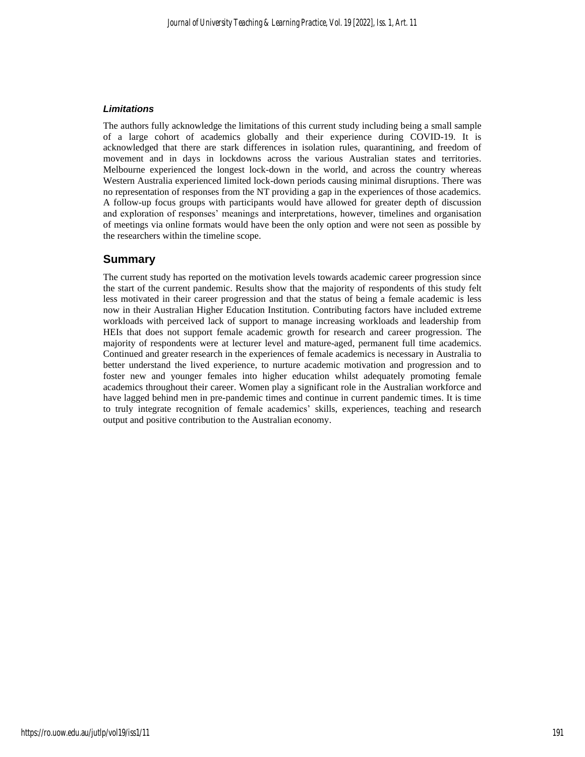### *Limitations*

The authors fully acknowledge the limitations of this current study including being a small sample of a large cohort of academics globally and their experience during COVID-19. It is acknowledged that there are stark differences in isolation rules, quarantining, and freedom of movement and in days in lockdowns across the various Australian states and territories. Melbourne experienced the longest lock-down in the world, and across the country whereas Western Australia experienced limited lock-down periods causing minimal disruptions. There was no representation of responses from the NT providing a gap in the experiences of those academics. A follow-up focus groups with participants would have allowed for greater depth of discussion and exploration of responses' meanings and interpretations, however, timelines and organisation of meetings via online formats would have been the only option and were not seen as possible by the researchers within the timeline scope.

## Summary

The current study has reported on the motivation levels towards academic career progression since the start of the current pandemic. Results show that the majority of respondents of this study felt less motivated in their career progression and that the status of being a female academic is less now in their Australian Higher Education Institution. Contributing factors have included extreme workloads with perceived lack of support to manage increasing workloads and leadership from HEIs that does not support female academic growth for research and career progression. The majority of respondents were at lecturer level and mature-aged, permanent full time academics. Continued and greater research in the experiences of female academics is necessary in Australia to better understand the lived experience, to nurture academic motivation and progression and to foster new and younger females into higher education whilst adequately promoting female academics throughout their career. Women play a significant role in the Australian workforce and have lagged behind men in pre-pandemic times and continue in current pandemic times. It is time to truly integrate recognition of female academics' skills, experiences, teaching and research output and positive contribution to the Australian economy.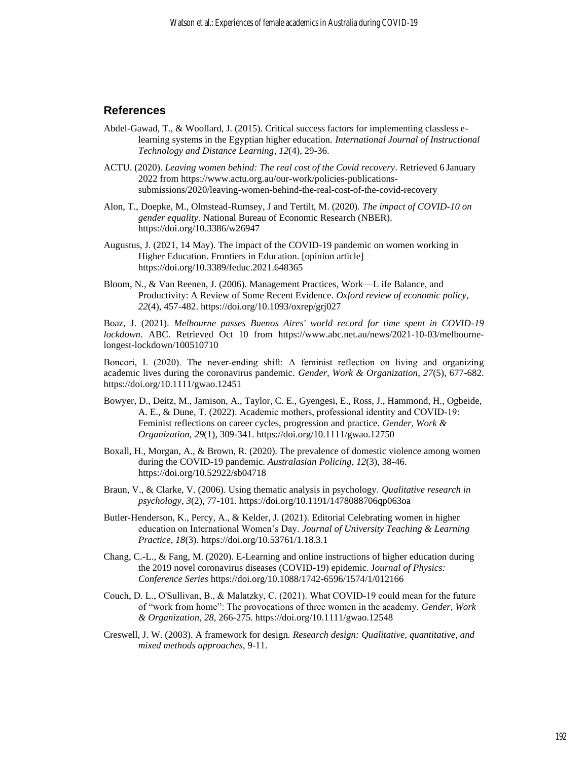## References

Abdel-Gawad, T., & Woollard, J. (2015). Critical success factors for implementing classless e-learning systems in the Egyptian higher education. *International Journal of Instructional Technology and Distance Learning*, *12*(4), 29-36.

ACTU. (2020). *Leaving women behind: The real cost of the Covid recovery*. Retrieved 6 January 2022 from https://www.actu.org.au/our-work/policies-publications-submissions/2020/leaving-women-behind-the-real-cost-of-the-covid-recovery

Alon, T., Doepke, M., Olmstead-Rumsey, J and Tertilt, M. (2020). *The impact of COVID-10 on gender equality*. National Bureau of Economic Research (NBER). https://doi.org/10.3386/w26947

Augustus, J. (2021, 14 May). The impact of the COVID-19 pandemic on women working in Higher Education. Frontiers in Education. [opinion article] https://doi.org/10.3389/feduc.2021.648365

Bloom, N., & Van Reenen, J. (2006). Management Practices, Work—L ife Balance, and Productivity: A Review of Some Recent Evidence. *Oxford review of economic policy*, *22*(4), 457-482. https://doi.org/10.1093/oxrep/grj027

Boaz, J. (2021). *Melbourne passes Buenos Aires' world record for time spent in COVID-19 lockdown*. ABC. Retrieved Oct 10 from https://www.abc.net.au/news/2021-10-03/melbourne-longest-lockdown/100510710

Boncori, I. (2020). The never-ending shift: A feminist reflection on living and organizing academic lives during the coronavirus pandemic. *Gender, Work & Organization*, *27*(5), 677-682. https://doi.org/10.1111/gwao.12451

Bowyer, D., Deitz, M., Jamison, A., Taylor, C. E., Gyengesi, E., Ross, J., Hammond, H., Ogbeide, A. E., & Dune, T. (2022). Academic mothers, professional identity and COVID-19: Feminist reflections on career cycles, progression and practice. *Gender, Work & Organization*, *29*(1), 309-341. https://doi.org/10.1111/gwao.12750

Boxall, H., Morgan, A., & Brown, R. (2020). The prevalence of domestic violence among women during the COVID-19 pandemic. *Australasian Policing*, *12*(3), 38-46. https://doi.org/10.52922/sb04718

Braun, V., & Clarke, V. (2006). Using thematic analysis in psychology. *Qualitative research in psychology*, *3*(2), 77-101. https://doi.org/10.1191/1478088706qp063oa

Butler-Henderson, K., Percy, A., & Kelder, J. (2021). Editorial Celebrating women in higher education on International Women's Day. *Journal of University Teaching & Learning Practice*, *18*(3). https://doi.org/10.53761/1.18.3.1

Chang, C.-L., & Fang, M. (2020). E-Learning and online instructions of higher education during the 2019 novel coronavirus diseases (COVID-19) epidemic. *Journal of Physics: Conference Series* https://doi.org/10.1088/1742-6596/1574/1/012166

Couch, D. L., O'Sullivan, B., & Malatzky, C. (2021). What COVID-19 could mean for the future of "work from home": The provocations of three women in the academy. *Gender, Work & Organization*, *28*, 266-275. https://doi.org/10.1111/gwao.12548

Creswell, J. W. (2003). A framework for design. *Research design: Qualitative, quantitative, and mixed methods approaches*, 9-11.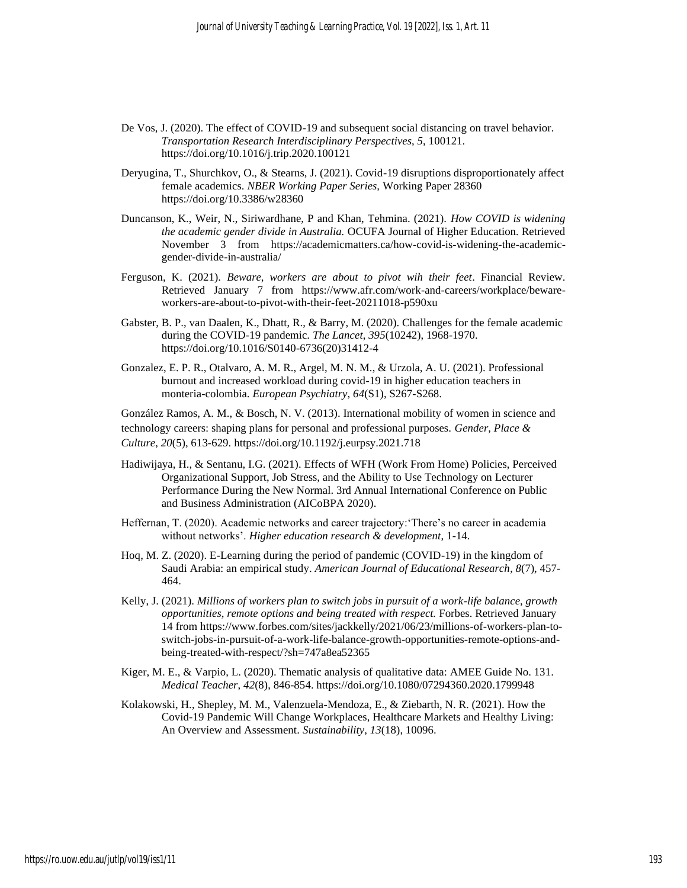De Vos, J. (2020). The effect of COVID-19 and subsequent social distancing on travel behavior. *Transportation Research Interdisciplinary Perspectives*, *5*, 100121. https://doi.org/10.1016/j.trip.2020.100121

Deryugina, T., Shurchkov, O., & Stearns, J. (2021). Covid-19 disruptions disproportionately affect female academics. *NBER Working Paper Series,* Working Paper 28360 https://doi.org/10.3386/w28360

Duncanson, K., Weir, N., Siriwardhane, P and Khan, Tehmina. (2021). *How COVID is widening the academic gender divide in Australia.* OCUFA Journal of Higher Education. Retrieved November 3 from https://academicmatters.ca/how-covid-is-widening-the-academic-gender-divide-in-australia/

Ferguson, K. (2021). *Beware, workers are about to pivot wih their feet*. Financial Review. Retrieved January 7 from https://www.afr.com/work-and-careers/workplace/beware-workers-are-about-to-pivot-with-their-feet-20211018-p590xu

Gabster, B. P., van Daalen, K., Dhatt, R., & Barry, M. (2020). Challenges for the female academic during the COVID-19 pandemic. *The Lancet*, *395*(10242), 1968-1970. https://doi.org/10.1016/S0140-6736(20)31412-4

Gonzalez, E. P. R., Otalvaro, A. M. R., Argel, M. N. M., & Urzola, A. U. (2021). Professional burnout and increased workload during covid-19 in higher education teachers in monteria-colombia. *European Psychiatry*, *64*(S1), S267-S268.

González Ramos, A. M., & Bosch, N. V. (2013). International mobility of women in science and technology careers: shaping plans for personal and professional purposes. *Gender, Place & Culture*, *20*(5), 613-629. https://doi.org/10.1192/j.eurpsy.2021.718

Hadiwijaya, H., & Sentanu, I.G. (2021). Effects of WFH (Work From Home) Policies, Perceived Organizational Support, Job Stress, and the Ability to Use Technology on Lecturer Performance During the New Normal. 3rd Annual International Conference on Public and Business Administration (AICoBPA 2020).

Heffernan, T. (2020). Academic networks and career trajectory:'There's no career in academia without networks'. *Higher education research & development*, 1-14.

Hoq, M. Z. (2020). E-Learning during the period of pandemic (COVID-19) in the kingdom of Saudi Arabia: an empirical study. *American Journal of Educational Research*, *8*(7), 457-464.

Kelly, J. (2021). *Millions of workers plan to switch jobs in pursuit of a work-life balance, growth opportunities, remote options and being treated with respect.* Forbes. Retrieved January 14 from https://www.forbes.com/sites/jackkelly/2021/06/23/millions-of-workers-plan-to-switch-jobs-in-pursuit-of-a-work-life-balance-growth-opportunities-remote-options-and-being-treated-with-respect/?sh=747a8ea52365

Kiger, M. E., & Varpio, L. (2020). Thematic analysis of qualitative data: AMEE Guide No. 131. *Medical Teacher*, *42*(8), 846-854. https://doi.org/10.1080/0142159X.2020.1755030

Kolakowski, H., Shepley, M. M., Valenzuela-Mendoza, E., & Ziebarth, N. R. (2021). How the Covid-19 Pandemic Will Change Workplaces, Healthcare Markets and Healthy Living: An Overview and Assessment. *Sustainability*, *13*(18), 10096.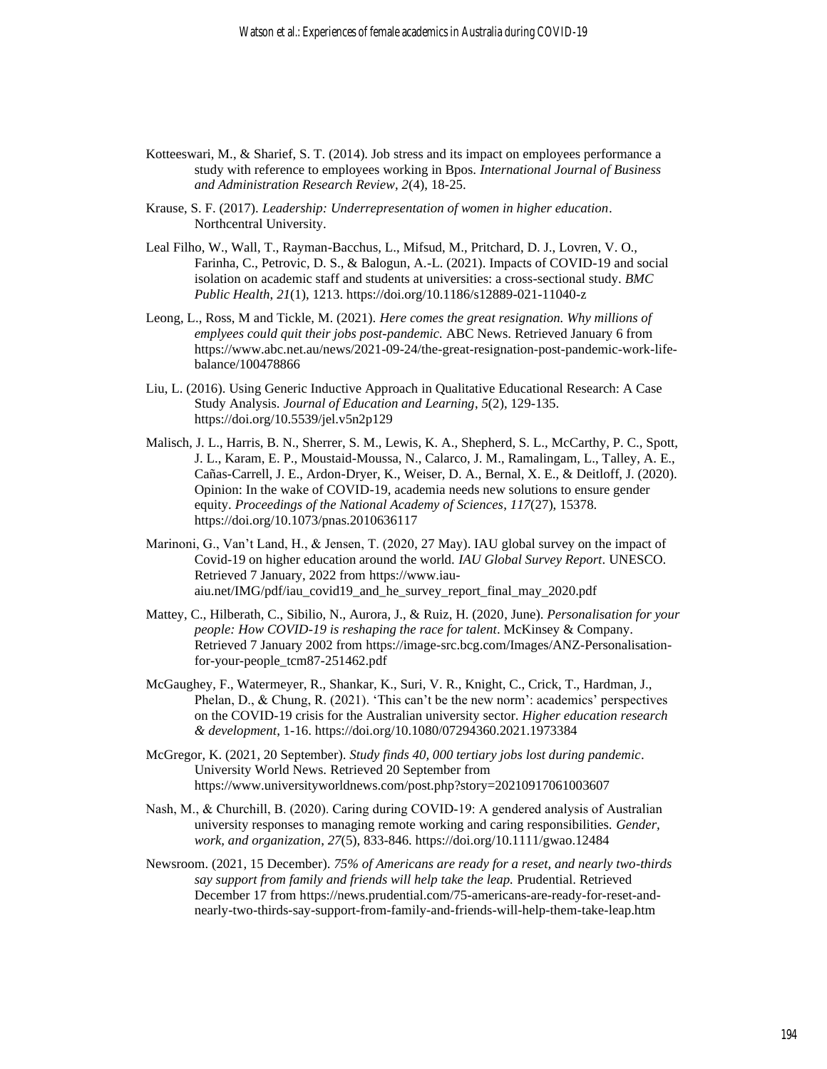Kotteeswari, M., & Sharief, S. T. (2014). Job stress and its impact on employees performance a study with reference to employees working in Bpos. *International Journal of Business and Administration Research Review*, *2*(4), 18-25.

Krause, S. F. (2017). *Leadership: Underrepresentation of women in higher education*. Northcentral University.

Leal Filho, W., Wall, T., Rayman-Bacchus, L., Mifsud, M., Pritchard, D. J., Lovren, V. O., Farinha, C., Petrovic, D. S., & Balogun, A.-L. (2021). Impacts of COVID-19 and social isolation on academic staff and students at universities: a cross-sectional study. *BMC Public Health, 21*(1), 1213. https://doi.org/10.1186/s12889-021-11040-z

Leong, L., Ross, M and Tickle, M. (2021). *Here comes the great resignation. Why millions of emplyees could quit their jobs post-pandemic.* ABC News. Retrieved January 6 from https://www.abc.net.au/news/2021-09-24/the-great-resignation-post-pandemic-work-life-balance/100478866

Liu, L. (2016). Using Generic Inductive Approach in Qualitative Educational Research: A Case Study Analysis. *Journal of Education and Learning*, *5*(2), 129-135. https://doi.org/10.5539/jel.v5n2p129

Malisch, J. L., Harris, B. N., Sherrer, S. M., Lewis, K. A., Shepherd, S. L., McCarthy, P. C., Spott, J. L., Karam, E. P., Moustaid-Moussa, N., Calarco, J. M., Ramalingam, L., Talley, A. E., Cañas-Carrell, J. E., Ardon-Dryer, K., Weiser, D. A., Bernal, X. E., & Deitloff, J. (2020). Opinion: In the wake of COVID-19, academia needs new solutions to ensure gender equity. *Proceedings of the National Academy of Sciences*, *117*(27), 15378. https://doi.org/10.1073/pnas.2010636117

Marinoni, G., Van't Land, H., & Jensen, T. (2020, 27 May). IAU global survey on the impact of Covid-19 on higher education around the world. *IAU Global Survey Report*. UNESCO. Retrieved 7 January, 2022 from https://www.iau-aiu.net/IMG/pdf/iau_covid19_and_he_survey_report_final_may_2020.pdf

Mattey, C., Hilberath, C., Sibilio, N., Aurora, J., & Ruiz, H. (2020, June). *Personalisation for your people: How COVID-19 is reshaping the race for talent*. McKinsey & Company. Retrieved 7 January 2002 from https://image-src.bcg.com/Images/ANZ-Personalisation-for-your-people_tcm87-251462.pdf

McGaughey, F., Watermeyer, R., Shankar, K., Suri, V. R., Knight, C., Crick, T., Hardman, J., Phelan, D., & Chung, R. (2021). 'This can't be the new norm': academics' perspectives on the COVID-19 crisis for the Australian university sector. *Higher education research & development*, 1-16. https://doi.org/10.1080/07294360.2021.1973384

McGregor, K. (2021, 20 September). *Study finds 40, 000 tertiary jobs lost during pandemic*. University World News. Retrieved 20 September from https://www.universityworldnews.com/post.php?story=20210917061003607

Nash, M., & Churchill, B. (2020). Caring during COVID-19: A gendered analysis of Australian university responses to managing remote working and caring responsibilities. *Gender, work, and organization*, *27*(5), 833-846. https://doi.org/10.1111/gwao.12484

Newsroom. (2021, 15 December). *75% of Americans are ready for a reset, and nearly two-thirds say support from family and friends will help take the leap.* Prudential. Retrieved December 17 from https://news.prudential.com/75-americans-are-ready-for-reset-and-nearly-two-thirds-say-support-from-family-and-friends-will-help-them-take-leap.htm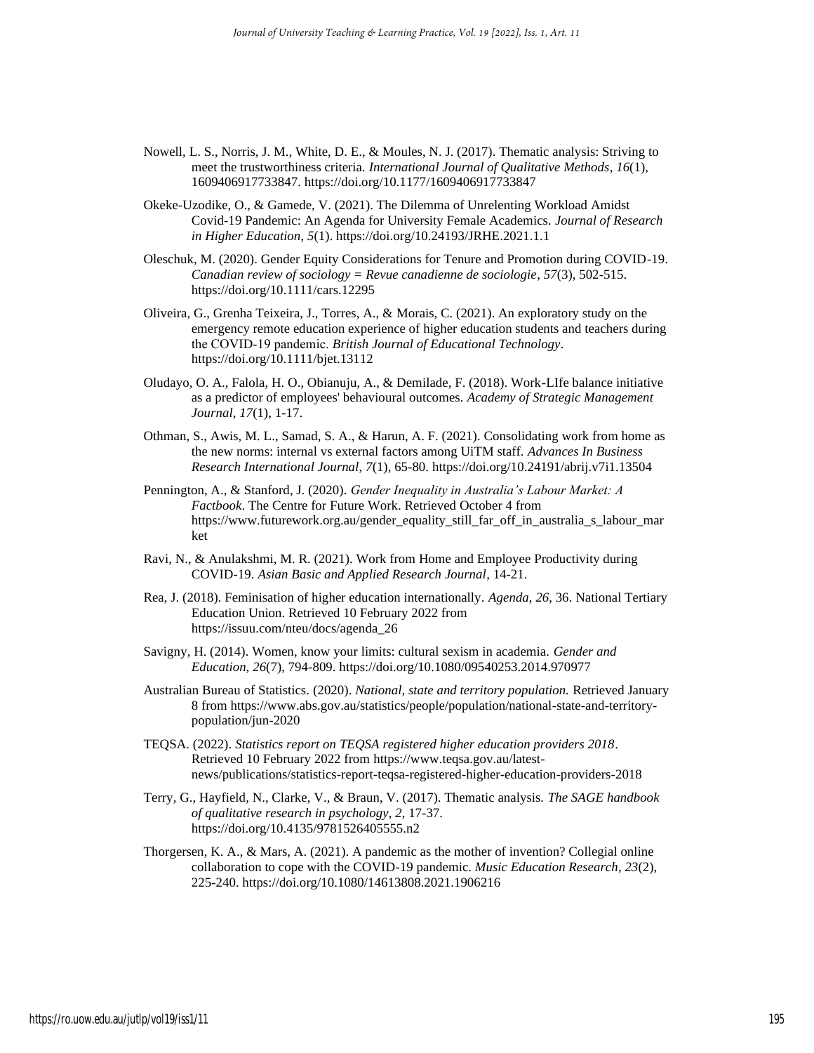Nowell, L. S., Norris, J. M., White, D. E., & Moules, N. J. (2017). Thematic analysis: Striving to meet the trustworthiness criteria. *International Journal of Qualitative Methods*, *16*(1), 1609406917733847. https://doi.org/10.1177/1609406917733847

Okeke-Uzodike, O., & Gamede, V. (2021). The Dilemma of Unrelenting Workload Amidst Covid-19 Pandemic: An Agenda for University Female Academics. *Journal of Research in Higher Education*, *5*(1). https://doi.org/10.24193/JRHE.2021.1.1

Oleschuk, M. (2020). Gender Equity Considerations for Tenure and Promotion during COVID-19. *Canadian review of sociology = Revue canadienne de sociologie*, *57*(3), 502-515. https://doi.org/10.1111/cars.12295

Oliveira, G., Grenha Teixeira, J., Torres, A., & Morais, C. (2021). An exploratory study on the emergency remote education experience of higher education students and teachers during the COVID-19 pandemic. *British Journal of Educational Technology*. https://doi.org/10.1111/bjet.13112

Oludayo, O. A., Falola, H. O., Obianuju, A., & Demilade, F. (2018). Work-LIfe balance initiative as a predictor of employees' behavioural outcomes. *Academy of Strategic Management Journal*, *17*(1), 1-17.

Othman, S., Awis, M. L., Samad, S. A., & Harun, A. F. (2021). Consolidating work from home as the new norms: internal vs external factors among UiTM staff. *Advances In Business Research International Journal*, *7*(1), 65-80. https://doi.org/10.24191/abrij.v7i1.13504

Pennington, A., & Stanford, J. (2020). *Gender Inequality in Australia's Labour Market: A Factbook*. The Centre for Future Work. Retrieved October 4 from https://www.futurework.org.au/gender_equality_still_far_off_in_australia_s_labour_market

Ravi, N., & Anulakshmi, M. R. (2021). Work from Home and Employee Productivity during COVID-19. *Asian Basic and Applied Research Journal*, 14-21.

Rea, J. (2018). Feminisation of higher education internationally. *Agenda*, *26*, 36. National Tertiary Education Union. Retrieved 10 February 2022 from https://issuu.com/nteu/docs/agenda_26

Savigny, H. (2014). Women, know your limits: cultural sexism in academia. *Gender and Education*, *26*(7), 794-809. https://doi.org/10.1080/09540253.2014.970977

Australian Bureau of Statistics. (2020). *National, state and territory population.* Retrieved January 8 from https://www.abs.gov.au/statistics/people/population/national-state-and-territory-population/jun-2020

TEQSA. (2022). *Statistics report on TEQSA registered higher education providers 2018*. Retrieved 10 February 2022 from https://www.teqsa.gov.au/latest-news/publications/statistics-report-teqsa-registered-higher-education-providers-2018

Terry, G., Hayfield, N., Clarke, V., & Braun, V. (2017). Thematic analysis. *The SAGE handbook of qualitative research in psychology*, *2*, 17-37. https://doi.org/10.4135/9781526405555.n2

Thorgersen, K. A., & Mars, A. (2021). A pandemic as the mother of invention? Collegial online collaboration to cope with the COVID-19 pandemic. *Music Education Research*, *23*(2), 225-240. https://doi.org/10.1080/14613808.2021.1906216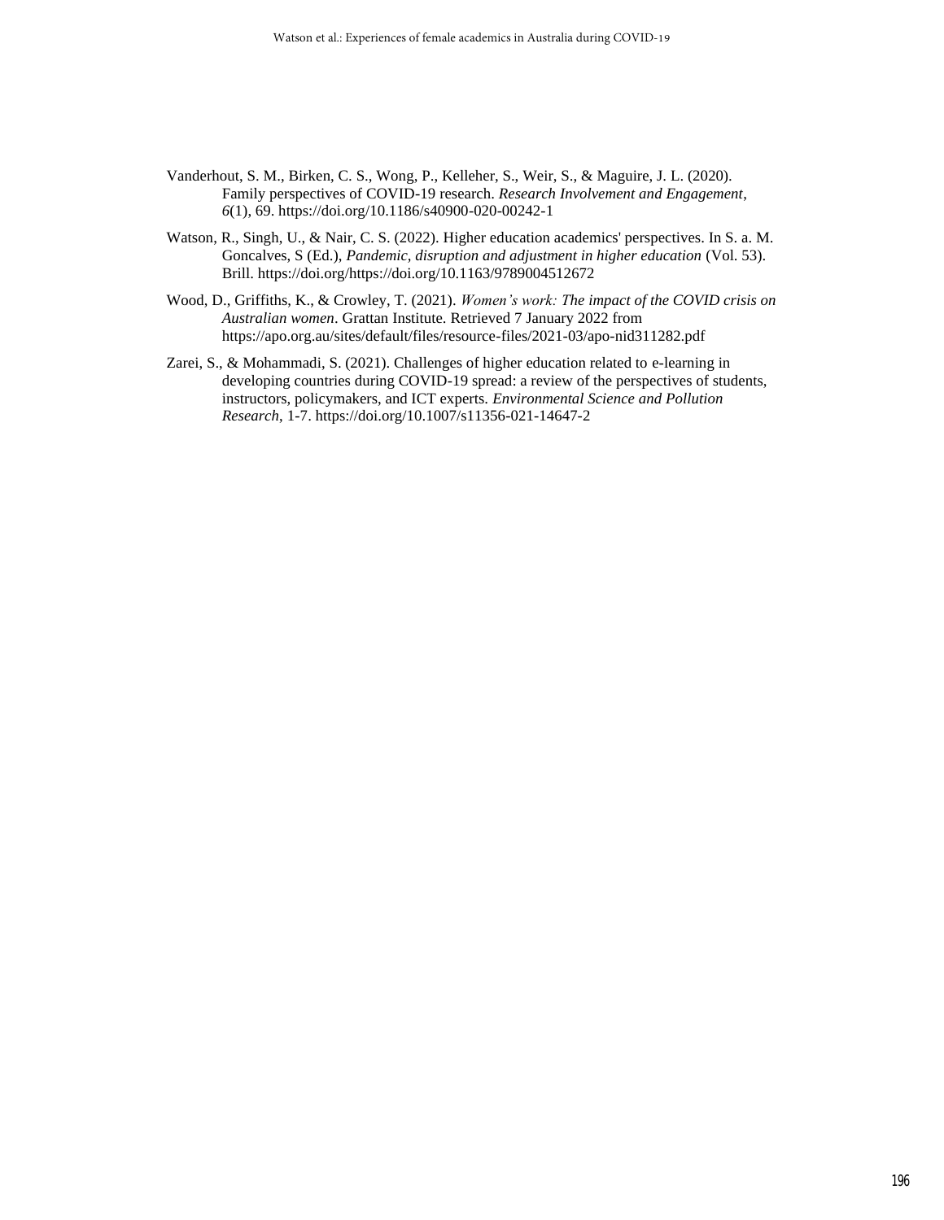Vanderhout, S. M., Birken, C. S., Wong, P., Kelleher, S., Weir, S., & Maguire, J. L. (2020). Family perspectives of COVID-19 research. *Research Involvement and Engagement*, *6*(1), 69. https://doi.org/10.1186/s40900-020-00242-1

Watson, R., Singh, U., & Nair, C. S. (2022). Higher education academics' perspectives. In S. a. M. Goncalves, S (Ed.), *Pandemic, disruption and adjustment in higher education* (Vol. 53). Brill. https://doi.org/https://doi.org/10.1163/9789004512672

Wood, D., Griffiths, K., & Crowley, T. (2021). *Women's work: The impact of the COVID crisis on Australian women*. Grattan Institute. Retrieved 7 January 2022 from https://apo.org.au/sites/default/files/resource-files/2021-03/apo-nid311282.pdf

Zarei, S., & Mohammadi, S. (2021). Challenges of higher education related to e-learning in developing countries during COVID-19 spread: a review of the perspectives of students, instructors, policymakers, and ICT experts. *Environmental Science and Pollution Research*, 1-7. https://doi.org/10.1007/s11356-021-14647-2